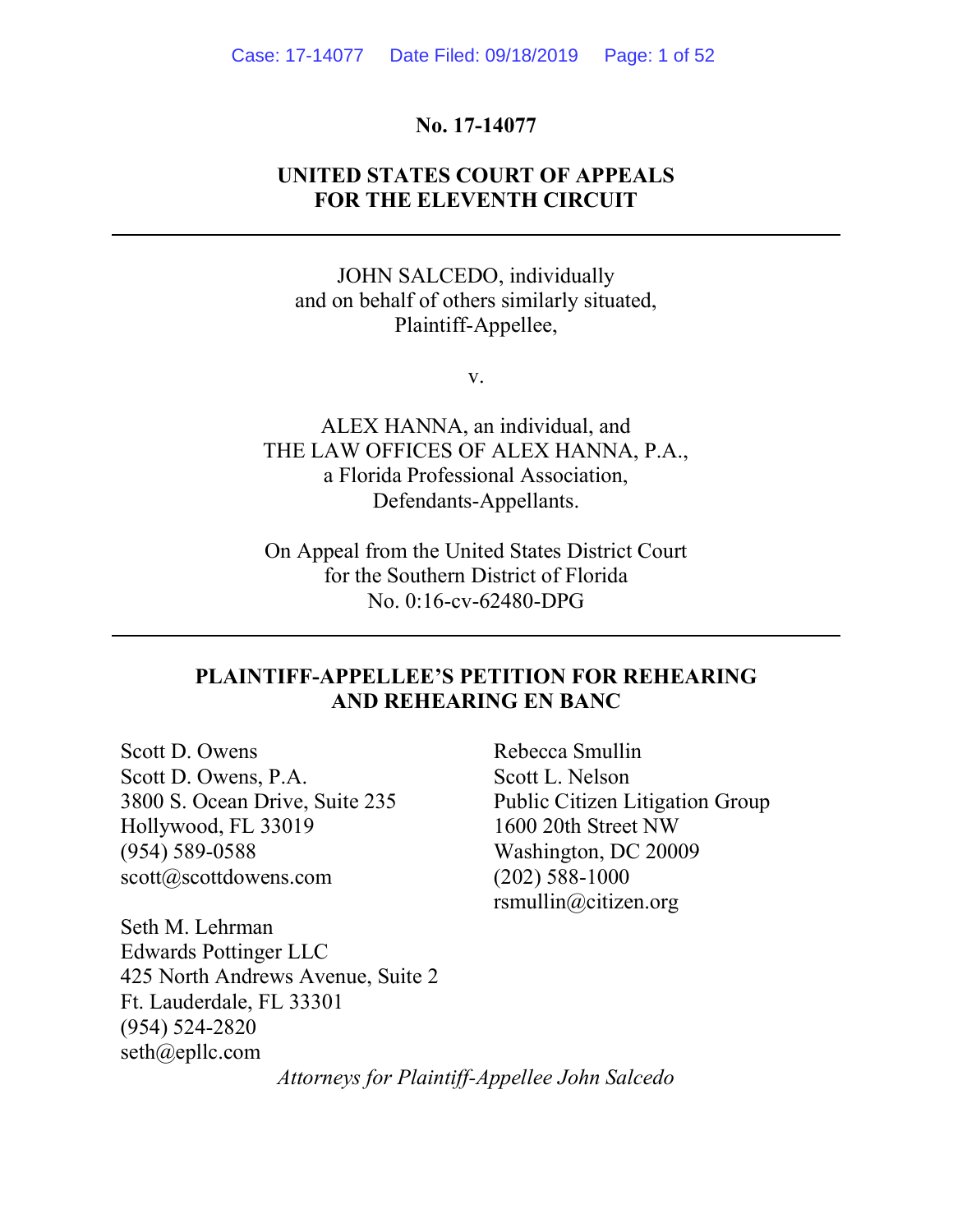**No. 17-14077**

**UNITED STATES COURT OF APPEALS**
**FOR THE ELEVENTH CIRCUIT**

---

JOHN SALCEDO, individually
and on behalf of others similarly situated,
Plaintiff-Appellee,

v.

ALEX HANNA, an individual, and
THE LAW OFFICES OF ALEX HANNA, P.A.,
a Florida Professional Association,
Defendants-Appellants.

On Appeal from the United States District Court
for the Southern District of Florida
No. 0:16-cv-62480-DPG

---

**PLAINTIFF-APPELLEE'S PETITION FOR REHEARING AND REHEARING EN BANC**

Scott D. Owens
Scott D. Owens, P.A.
3800 S. Ocean Drive, Suite 235
Hollywood, FL 33019
(954) 589-0588
scott@scottdowens.com

Seth M. Lehrman
Edwards Pottinger LLC
425 North Andrews Avenue, Suite 2
Ft. Lauderdale, FL 33301
(954) 524-2820
seth@epllc.com

Rebecca Smullin
Scott L. Nelson
Public Citizen Litigation Group
1600 20th Street NW
Washington, DC 20009
(202) 588-1000
rsmullin@citizen.org

*Attorneys for Plaintiff-Appellee John Salcedo*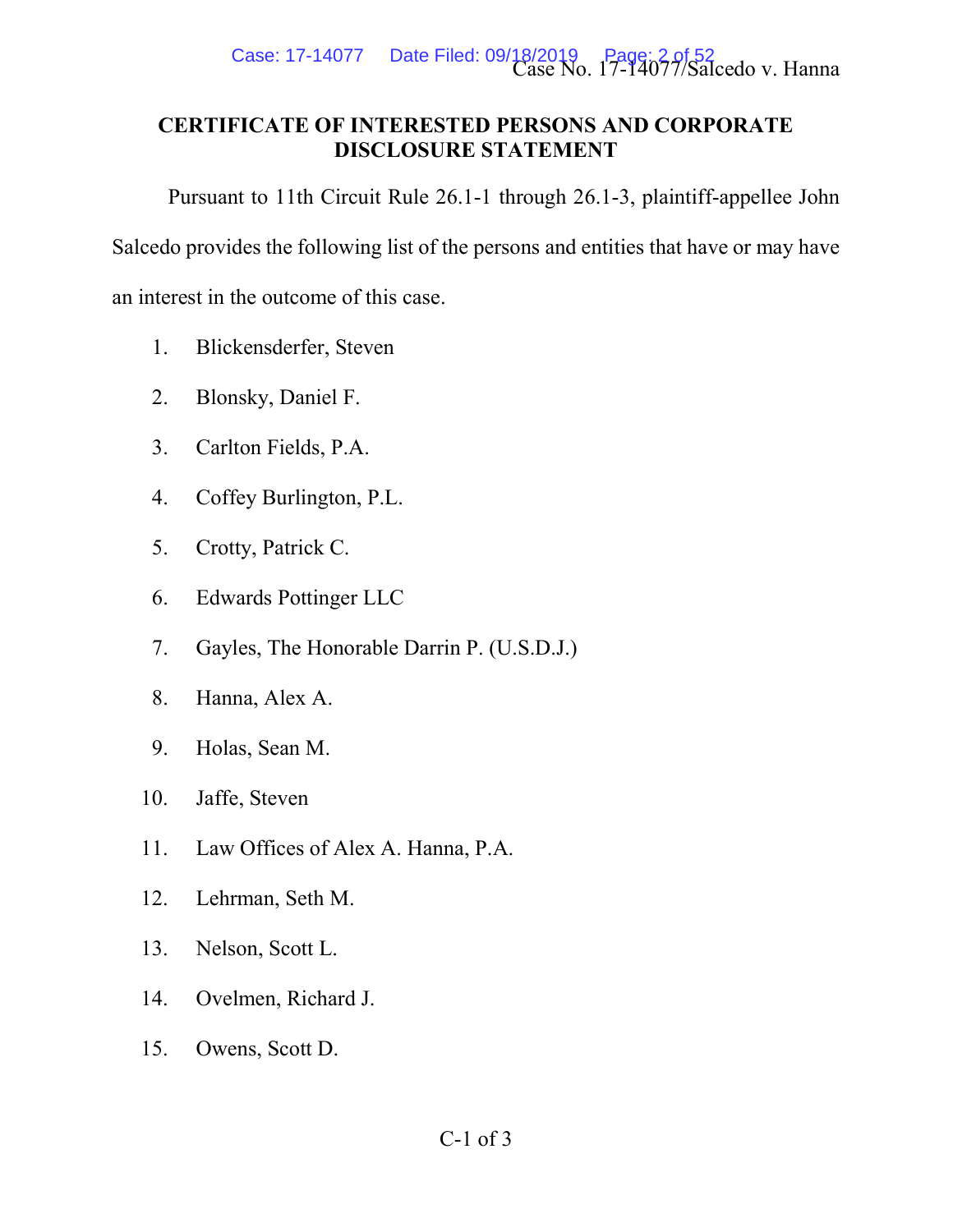# CERTIFICATE OF INTERESTED PERSONS AND CORPORATE DISCLOSURE STATEMENT

Pursuant to 11th Circuit Rule 26.1-1 through 26.1-3, plaintiff-appellee John Salcedo provides the following list of the persons and entities that have or may have an interest in the outcome of this case.

1. Blickensderfer, Steven
2. Blonsky, Daniel F.
3. Carlton Fields, P.A.
4. Coffey Burlington, P.L.
5. Crotty, Patrick C.
6. Edwards Pottinger LLC
7. Gayles, The Honorable Darrin P. (U.S.D.J.)
8. Hanna, Alex A.
9. Holas, Sean M.
10. Jaffe, Steven
11. Law Offices of Alex A. Hanna, P.A.
12. Lehrman, Seth M.
13. Nelson, Scott L.
14. Ovelmen, Richard J.
15. Owens, Scott D.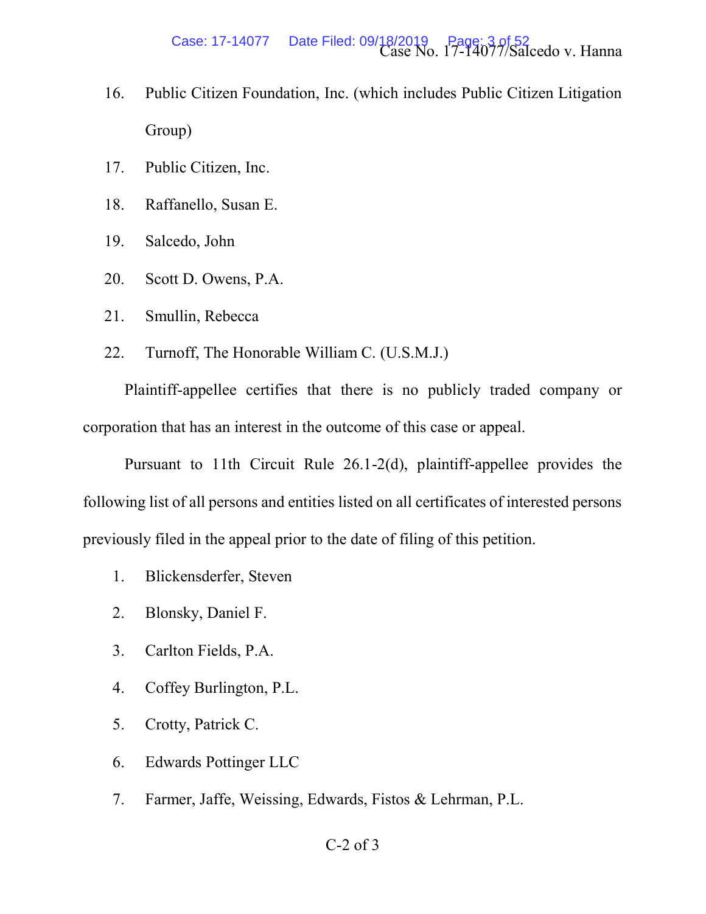16. Public Citizen Foundation, Inc. (which includes Public Citizen Litigation Group)
17. Public Citizen, Inc.
18. Raffanello, Susan E.
19. Salcedo, John
20. Scott D. Owens, P.A.
21. Smullin, Rebecca
22. Turnoff, The Honorable William C. (U.S.M.J.)

Plaintiff-appellee certifies that there is no publicly traded company or corporation that has an interest in the outcome of this case or appeal.

Pursuant to 11th Circuit Rule 26.1-2(d), plaintiff-appellee provides the following list of all persons and entities listed on all certificates of interested persons previously filed in the appeal prior to the date of filing of this petition.

1. Blickensderfer, Steven
2. Blonsky, Daniel F.
3. Carlton Fields, P.A.
4. Coffey Burlington, P.L.
5. Crotty, Patrick C.
6. Edwards Pottinger LLC
7. Farmer, Jaffe, Weissing, Edwards, Fistos & Lehrman, P.L.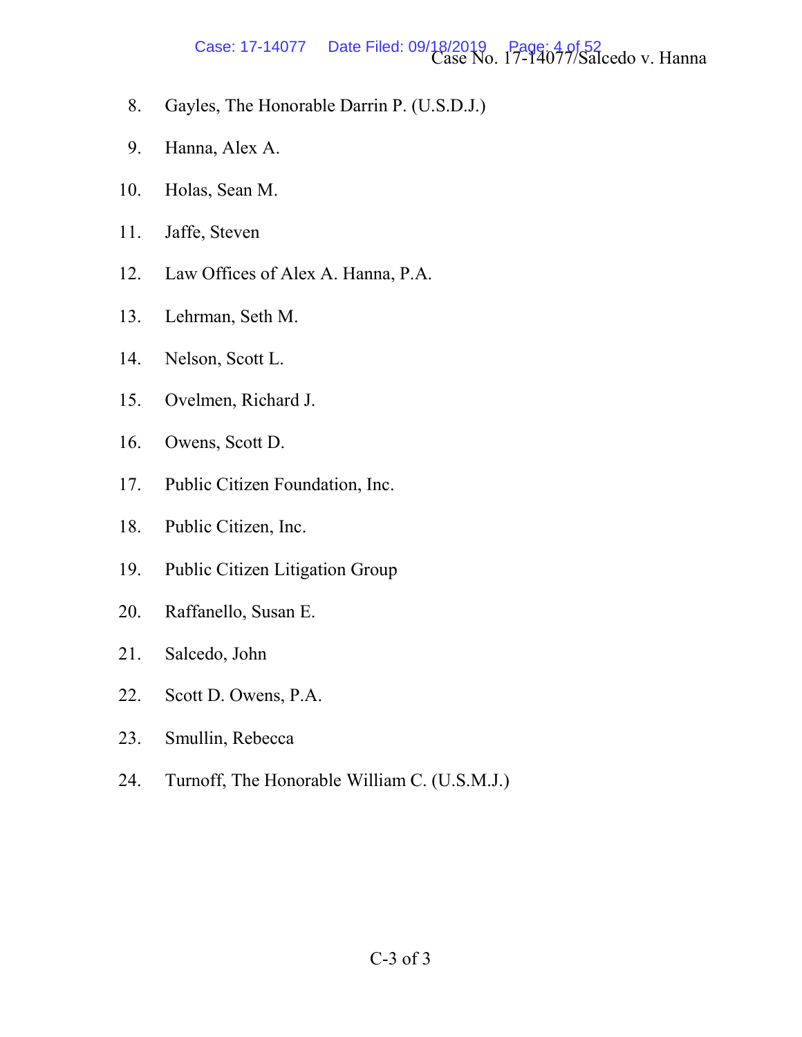8. Gayles, The Honorable Darrin P. (U.S.D.J.)
9. Hanna, Alex A.
10. Holas, Sean M.
11. Jaffe, Steven
12. Law Offices of Alex A. Hanna, P.A.
13. Lehrman, Seth M.
14. Nelson, Scott L.
15. Ovelmen, Richard J.
16. Owens, Scott D.
17. Public Citizen Foundation, Inc.
18. Public Citizen, Inc.
19. Public Citizen Litigation Group
20. Raffanello, Susan E.
21. Salcedo, John
22. Scott D. Owens, P.A.
23. Smullin, Rebecca
24. Turnoff, The Honorable William C. (U.S.M.J.)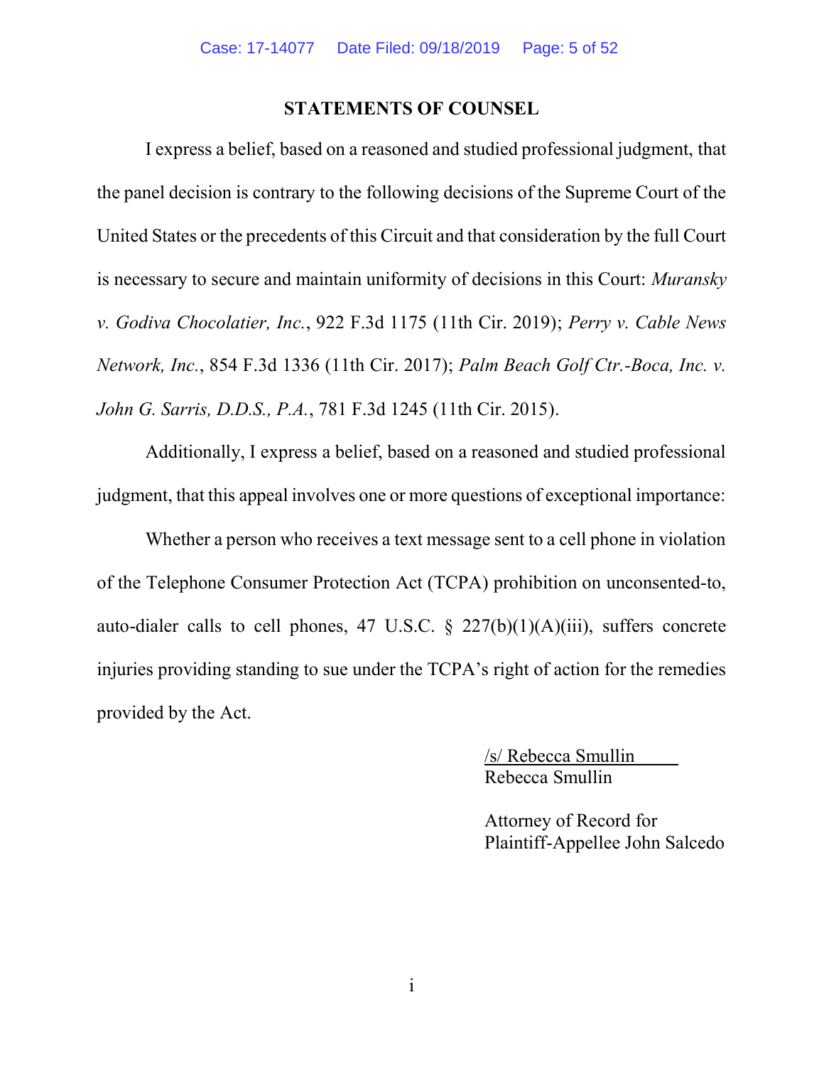## STATEMENTS OF COUNSEL

I express a belief, based on a reasoned and studied professional judgment, that the panel decision is contrary to the following decisions of the Supreme Court of the United States or the precedents of this Circuit and that consideration by the full Court is necessary to secure and maintain uniformity of decisions in this Court: *Muransky v. Godiva Chocolatier, Inc.*, 922 F.3d 1175 (11th Cir. 2019); *Perry v. Cable News Network, Inc.*, 854 F.3d 1336 (11th Cir. 2017); *Palm Beach Golf Ctr.-Boca, Inc. v. John G. Sarris, D.D.S., P.A.*, 781 F.3d 1245 (11th Cir. 2015).

Additionally, I express a belief, based on a reasoned and studied professional judgment, that this appeal involves one or more questions of exceptional importance:

Whether a person who receives a text message sent to a cell phone in violation of the Telephone Consumer Protection Act (TCPA) prohibition on unconsented-to, auto-dialer calls to cell phones, 47 U.S.C. § 227(b)(1)(A)(iii), suffers concrete injuries providing standing to sue under the TCPA's right of action for the remedies provided by the Act.

/s/ Rebecca Smullin
Rebecca Smullin

Attorney of Record for
Plaintiff-Appellee John Salcedo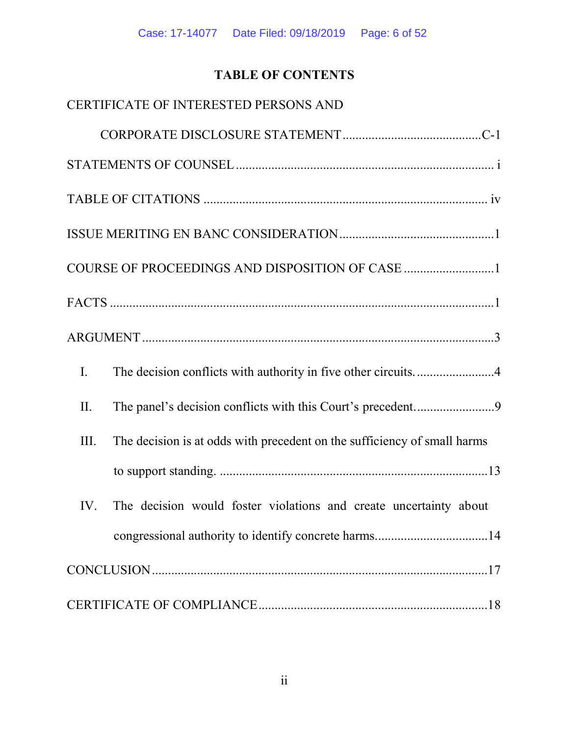# TABLE OF CONTENTS

CERTIFICATE OF INTERESTED PERSONS AND CORPORATE DISCLOSURE STATEMENT .......................................... C-1

STATEMENTS OF COUNSEL ........................................................................ i

TABLE OF CITATIONS ................................................................................ iv

ISSUE MERITING EN BANC CONSIDERATION ............................................ 1

COURSE OF PROCEEDINGS AND DISPOSITION OF CASE ........................... 1

FACTS ........................................................................................................ 1

ARGUMENT ................................................................................................ 3

I. The decision conflicts with authority in five other circuits. ........................ 4

II. The panel's decision conflicts with this Court's precedent. ........................ 9

III. The decision is at odds with precedent on the sufficiency of small harms to support standing. .................................................................... 13

IV. The decision would foster violations and create uncertainty about congressional authority to identify concrete harms. .................................. 14

CONCLUSION ............................................................................................ 17

CERTIFICATE OF COMPLIANCE ................................................................. 18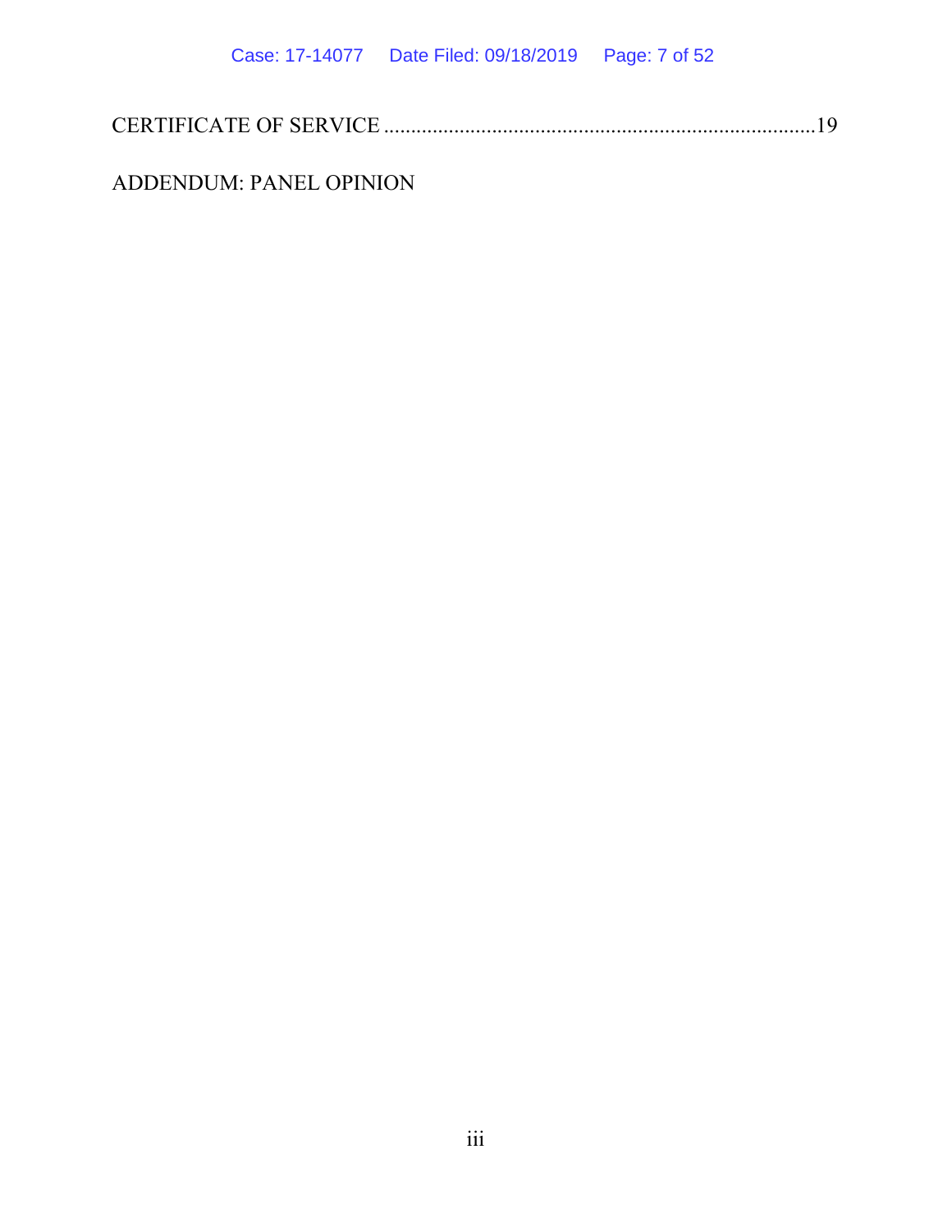CERTIFICATE OF SERVICE ...............................................................................19

ADDENDUM: PANEL OPINION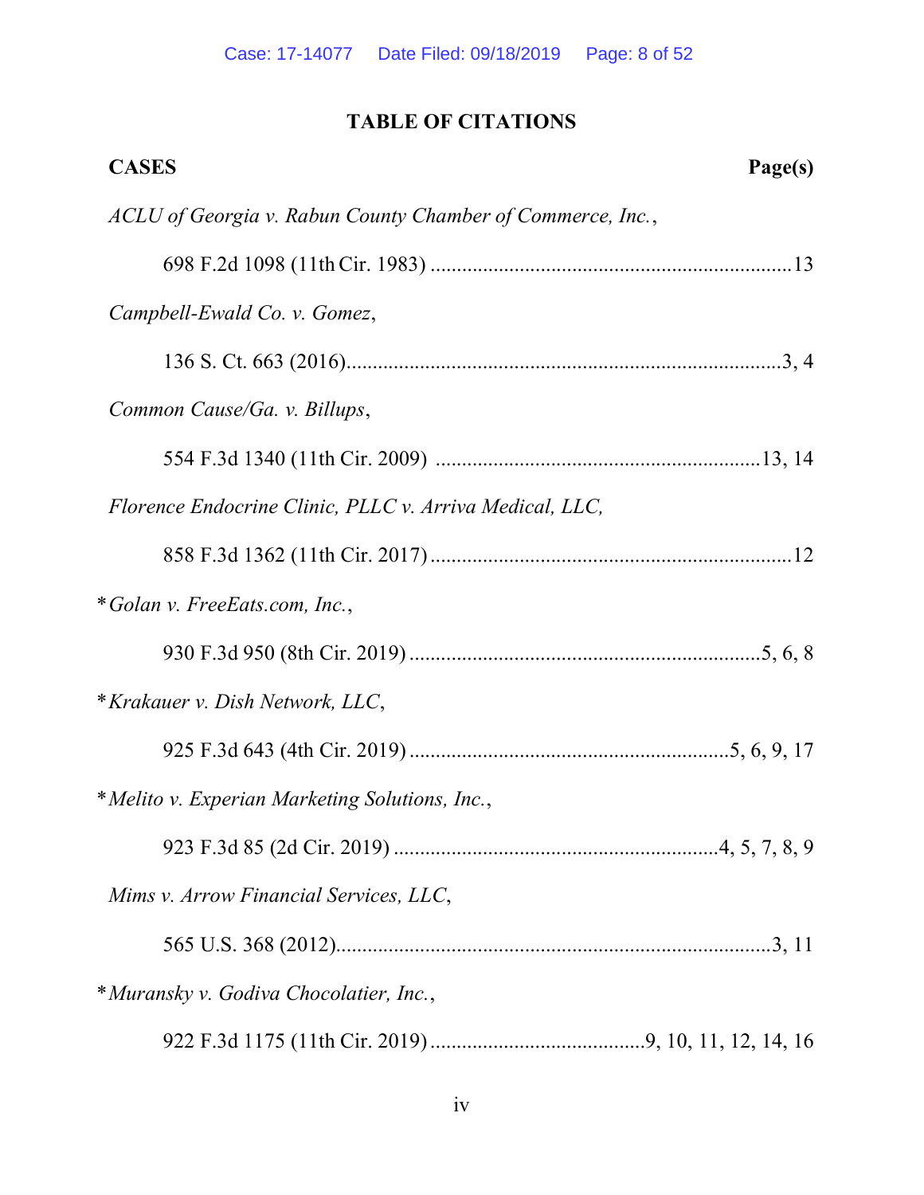## TABLE OF CITATIONS

**CASES** **Page(s)**

*ACLU of Georgia v. Rabun County Chamber of Commerce, Inc.*,
698 F.2d 1098 (11th Cir. 1983) ....................................................................13

*Campbell-Ewald Co. v. Gomez*,
136 S. Ct. 663 (2016)...................................................................................3, 4

*Common Cause/Ga. v. Billups*,
554 F.3d 1340 (11th Cir. 2009) .............................................................13, 14

*Florence Endocrine Clinic, PLLC v. Arriva Medical, LLC,*
858 F.3d 1362 (11th Cir. 2017) ....................................................................12

\**Golan v. FreeEats.com, Inc.*,
930 F.3d 950 (8th Cir. 2019) ...................................................................5, 6, 8

\**Krakauer v. Dish Network, LLC*,
925 F.3d 643 (4th Cir. 2019) ............................................................5, 6, 9, 17

\**Melito v. Experian Marketing Solutions, Inc.*,
923 F.3d 85 (2d Cir. 2019) .............................................................4, 5, 7, 8, 9

*Mims v. Arrow Financial Services, LLC*,
565 U.S. 368 (2012)...................................................................................3, 11

\**Muransky v. Godiva Chocolatier, Inc.*,
922 F.3d 1175 (11th Cir. 2019) ........................................9, 10, 11, 12, 14, 16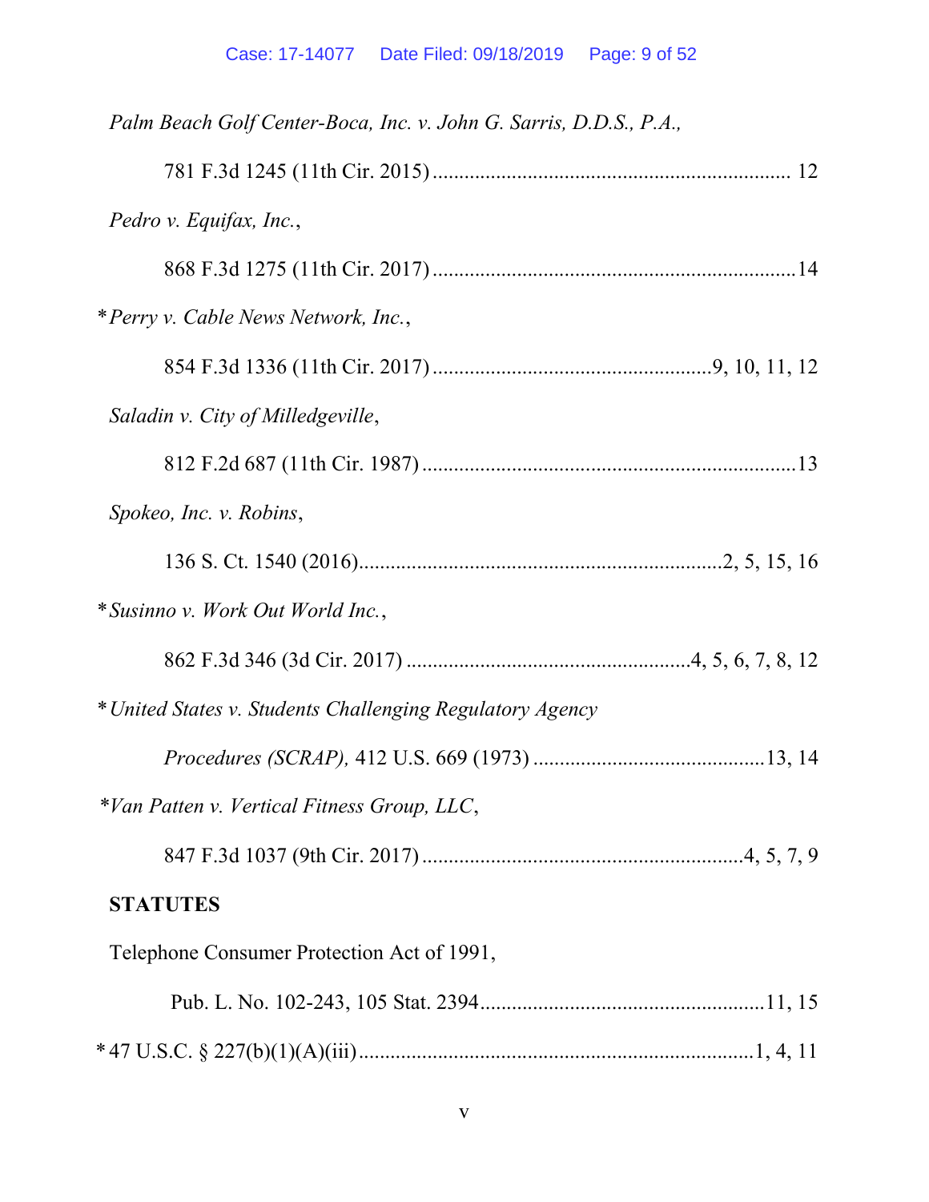*Palm Beach Golf Center-Boca, Inc. v. John G. Sarris, D.D.S., P.A.*,

781 F.3d 1245 (11th Cir. 2015) .................................................................. 12

*Pedro v. Equifax, Inc.*,

868 F.3d 1275 (11th Cir. 2017) ..................................................................14

\**Perry v. Cable News Network, Inc.*,

854 F.3d 1336 (11th Cir. 2017) ...................................................9, 10, 11, 12

*Saladin v. City of Milledgeville*,

812 F.2d 687 (11th Cir. 1987) .....................................................................13

*Spokeo, Inc. v. Robins*,

136 S. Ct. 1540 (2016)...................................................................2, 5, 15, 16

\**Susinno v. Work Out World Inc.*,

862 F.3d 346 (3d Cir. 2017) .....................................................4, 5, 6, 7, 8, 12

\**United States v. Students Challenging Regulatory Agency*

*Procedures (SCRAP),* 412 U.S. 669 (1973) ...........................................13, 14

\**Van Patten v. Vertical Fitness Group, LLC*,

847 F.3d 1037 (9th Cir. 2017) ............................................................4, 5, 7, 9

**STATUTES**

Telephone Consumer Protection Act of 1991,

Pub. L. No. 102-243, 105 Stat. 2394.....................................................11, 15

\* 47 U.S.C. § 227(b)(1)(A)(iii).........................................................................1, 4, 11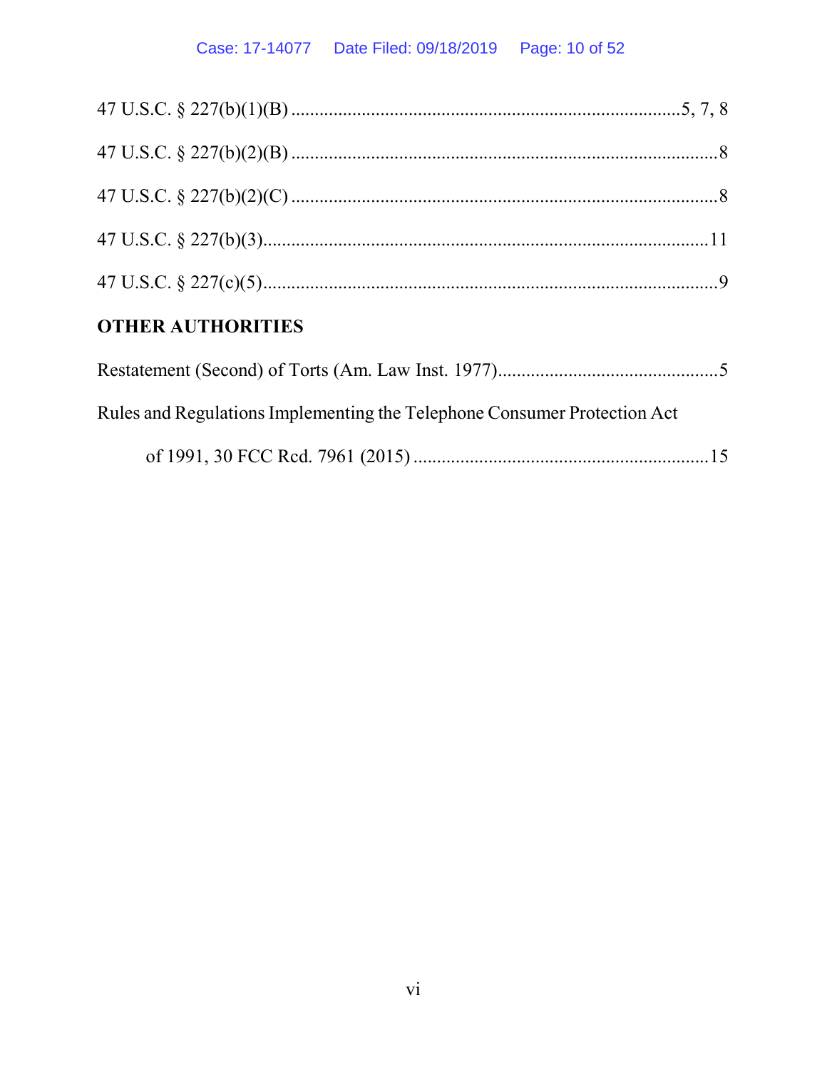47 U.S.C. § 227(b)(1)(B) ..................................................................................5, 7, 8

47 U.S.C. § 227(b)(2)(B) ..........................................................................................8

47 U.S.C. § 227(b)(2)(C) ..........................................................................................8

47 U.S.C. § 227(b)(3)..............................................................................................11

47 U.S.C. § 227(c)(5)................................................................................................9

**OTHER AUTHORITIES**

Restatement (Second) of Torts (Am. Law Inst. 1977)...............................................5

Rules and Regulations Implementing the Telephone Consumer Protection Act

of 1991, 30 FCC Rcd. 7961 (2015) ..............................................................15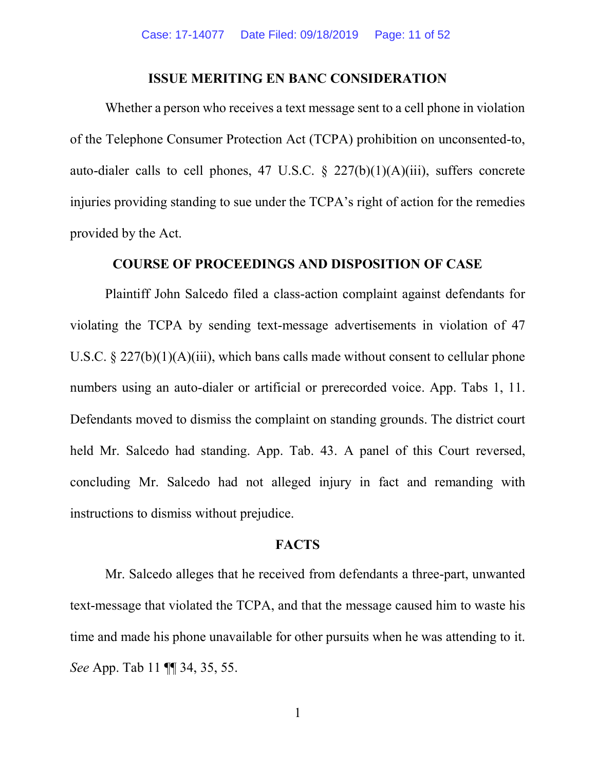## ISSUE MERITING EN BANC CONSIDERATION

Whether a person who receives a text message sent to a cell phone in violation of the Telephone Consumer Protection Act (TCPA) prohibition on unconsented-to, auto-dialer calls to cell phones, 47 U.S.C. § 227(b)(1)(A)(iii), suffers concrete injuries providing standing to sue under the TCPA's right of action for the remedies provided by the Act.

## COURSE OF PROCEEDINGS AND DISPOSITION OF CASE

Plaintiff John Salcedo filed a class-action complaint against defendants for violating the TCPA by sending text-message advertisements in violation of 47 U.S.C. § 227(b)(1)(A)(iii), which bans calls made without consent to cellular phone numbers using an auto-dialer or artificial or prerecorded voice. App. Tabs 1, 11. Defendants moved to dismiss the complaint on standing grounds. The district court held Mr. Salcedo had standing. App. Tab. 43. A panel of this Court reversed, concluding Mr. Salcedo had not alleged injury in fact and remanding with instructions to dismiss without prejudice.

## FACTS

Mr. Salcedo alleges that he received from defendants a three-part, unwanted text-message that violated the TCPA, and that the message caused him to waste his time and made his phone unavailable for other pursuits when he was attending to it. *See* App. Tab 11 ¶¶ 34, 35, 55.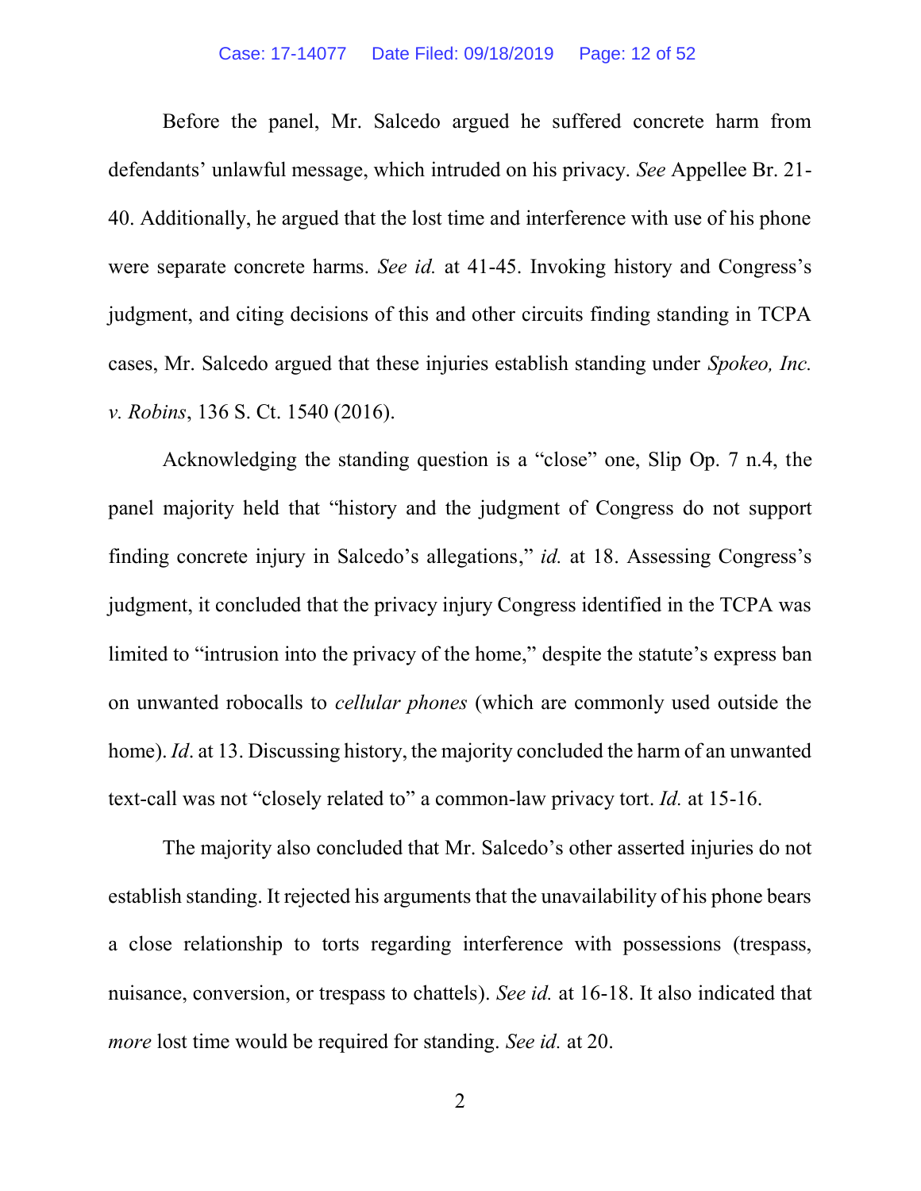Before the panel, Mr. Salcedo argued he suffered concrete harm from defendants' unlawful message, which intruded on his privacy. *See* Appellee Br. 21-40. Additionally, he argued that the lost time and interference with use of his phone were separate concrete harms. *See id.* at 41-45. Invoking history and Congress's judgment, and citing decisions of this and other circuits finding standing in TCPA cases, Mr. Salcedo argued that these injuries establish standing under *Spokeo, Inc. v. Robins*, 136 S. Ct. 1540 (2016).

Acknowledging the standing question is a "close" one, Slip Op. 7 n.4, the panel majority held that "history and the judgment of Congress do not support finding concrete injury in Salcedo's allegations," *id.* at 18. Assessing Congress's judgment, it concluded that the privacy injury Congress identified in the TCPA was limited to "intrusion into the privacy of the home," despite the statute's express ban on unwanted robocalls to *cellular phones* (which are commonly used outside the home). *Id*. at 13. Discussing history, the majority concluded the harm of an unwanted text-call was not "closely related to" a common-law privacy tort. *Id.* at 15-16.

The majority also concluded that Mr. Salcedo's other asserted injuries do not establish standing. It rejected his arguments that the unavailability of his phone bears a close relationship to torts regarding interference with possessions (trespass, nuisance, conversion, or trespass to chattels). *See id.* at 16-18. It also indicated that *more* lost time would be required for standing. *See id.* at 20.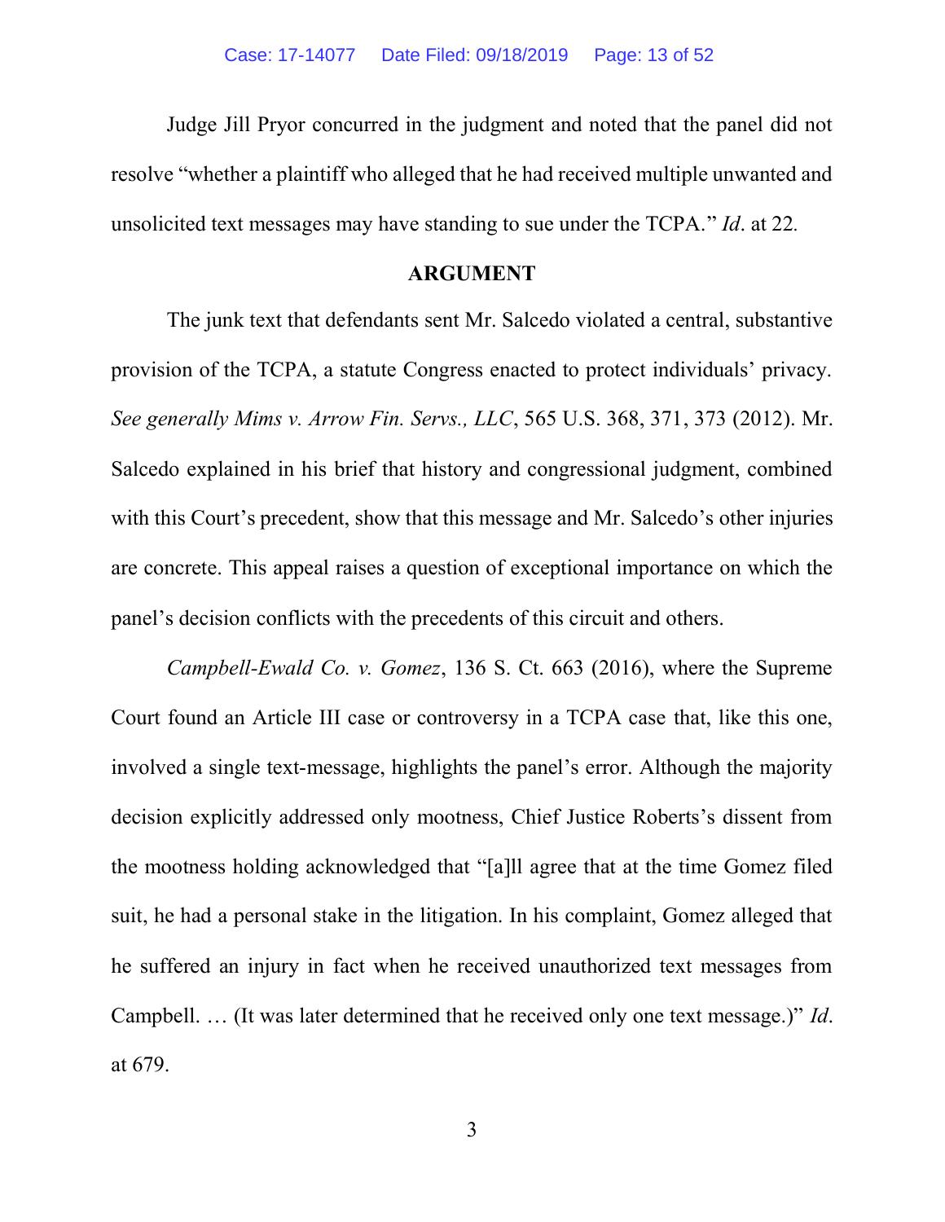Judge Jill Pryor concurred in the judgment and noted that the panel did not resolve "whether a plaintiff who alleged that he had received multiple unwanted and unsolicited text messages may have standing to sue under the TCPA." *Id*. at 22.

## ARGUMENT

The junk text that defendants sent Mr. Salcedo violated a central, substantive provision of the TCPA, a statute Congress enacted to protect individuals' privacy. *See generally Mims v. Arrow Fin. Servs., LLC*, 565 U.S. 368, 371, 373 (2012). Mr. Salcedo explained in his brief that history and congressional judgment, combined with this Court's precedent, show that this message and Mr. Salcedo's other injuries are concrete. This appeal raises a question of exceptional importance on which the panel's decision conflicts with the precedents of this circuit and others.

*Campbell-Ewald Co. v. Gomez*, 136 S. Ct. 663 (2016), where the Supreme Court found an Article III case or controversy in a TCPA case that, like this one, involved a single text-message, highlights the panel's error. Although the majority decision explicitly addressed only mootness, Chief Justice Roberts's dissent from the mootness holding acknowledged that "[a]ll agree that at the time Gomez filed suit, he had a personal stake in the litigation. In his complaint, Gomez alleged that he suffered an injury in fact when he received unauthorized text messages from Campbell. … (It was later determined that he received only one text message.)" *Id*. at 679.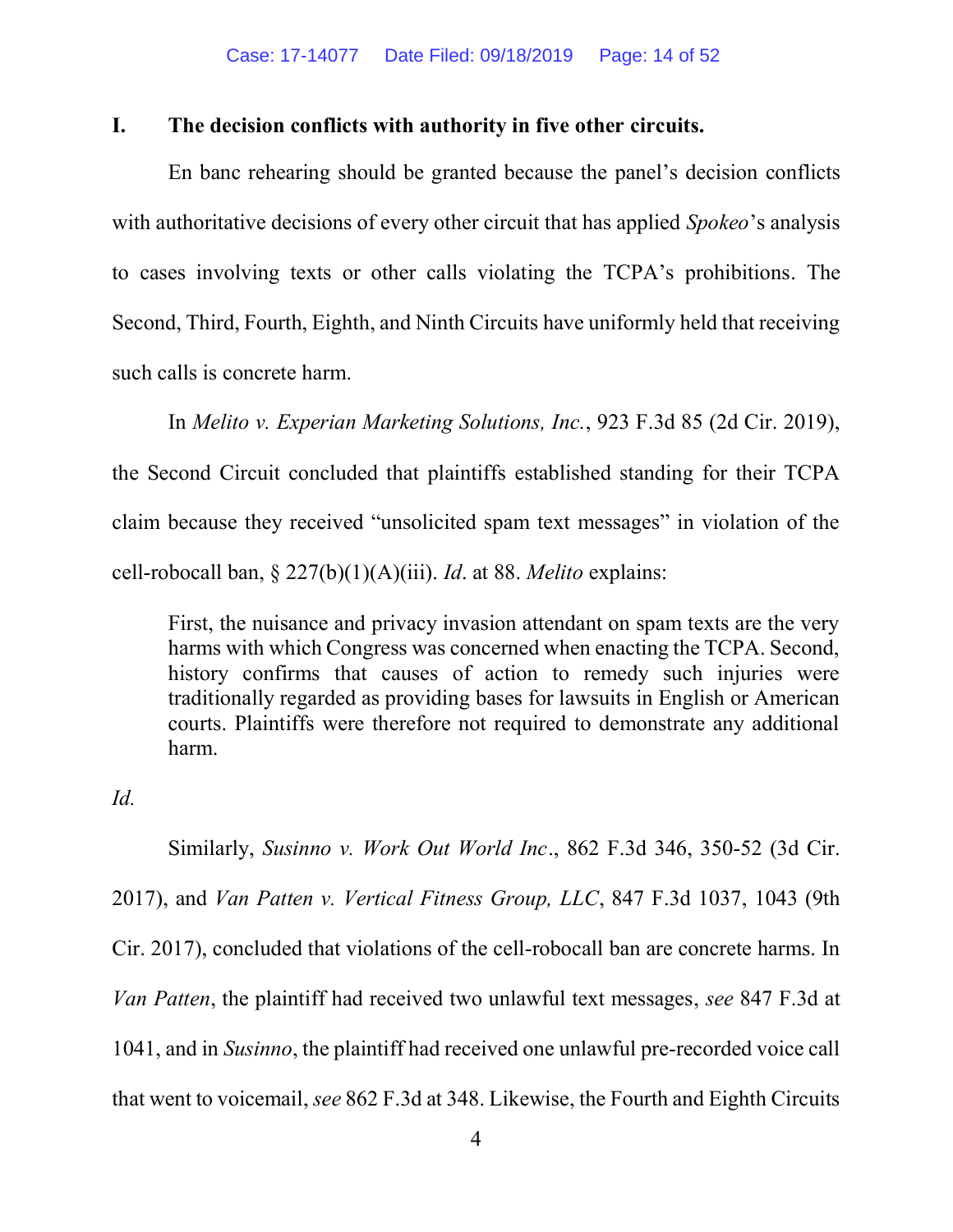## I. The decision conflicts with authority in five other circuits.

En banc rehearing should be granted because the panel's decision conflicts with authoritative decisions of every other circuit that has applied *Spokeo*'s analysis to cases involving texts or other calls violating the TCPA's prohibitions. The Second, Third, Fourth, Eighth, and Ninth Circuits have uniformly held that receiving such calls is concrete harm.

In *Melito v. Experian Marketing Solutions, Inc.*, 923 F.3d 85 (2d Cir. 2019), the Second Circuit concluded that plaintiffs established standing for their TCPA claim because they received "unsolicited spam text messages" in violation of the cell-robocall ban, § 227(b)(1)(A)(iii). *Id*. at 88. *Melito* explains:

> First, the nuisance and privacy invasion attendant on spam texts are the very harms with which Congress was concerned when enacting the TCPA. Second, history confirms that causes of action to remedy such injuries were traditionally regarded as providing bases for lawsuits in English or American courts. Plaintiffs were therefore not required to demonstrate any additional harm.

*Id.*

Similarly, *Susinno v. Work Out World Inc*., 862 F.3d 346, 350-52 (3d Cir. 2017), and *Van Patten v. Vertical Fitness Group, LLC*, 847 F.3d 1037, 1043 (9th Cir. 2017), concluded that violations of the cell-robocall ban are concrete harms. In *Van Patten*, the plaintiff had received two unlawful text messages, *see* 847 F.3d at 1041, and in *Susinno*, the plaintiff had received one unlawful pre-recorded voice call that went to voicemail, *see* 862 F.3d at 348. Likewise, the Fourth and Eighth Circuits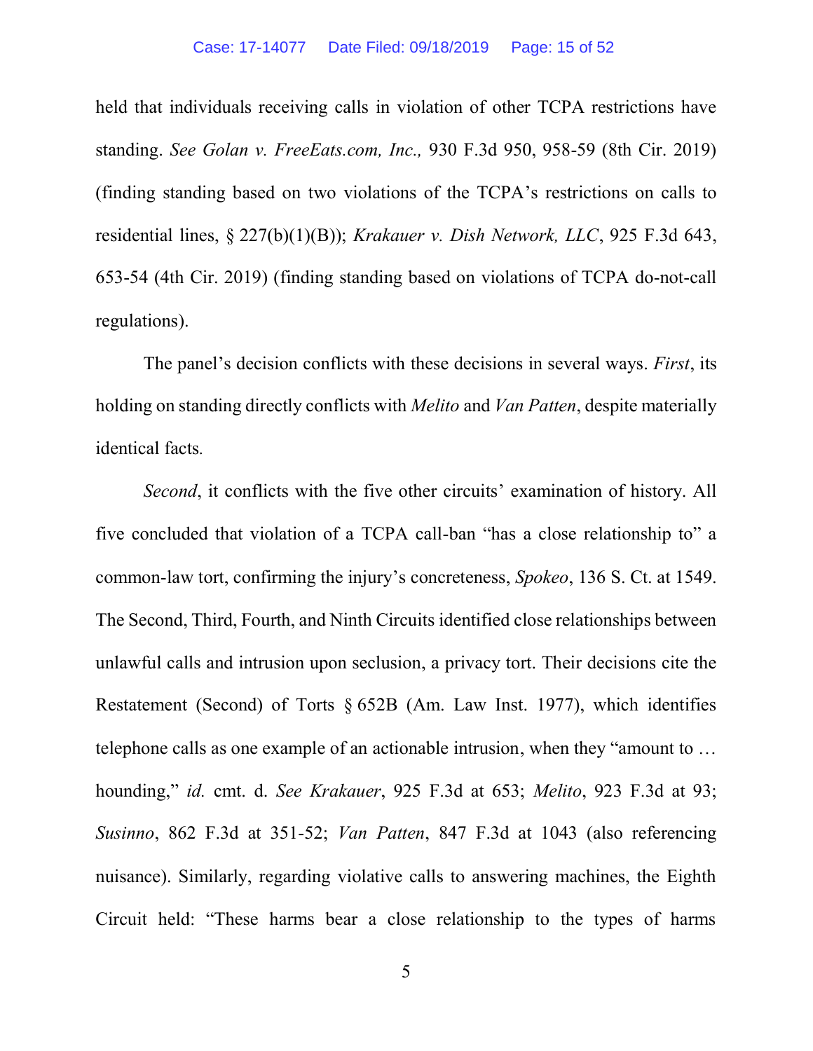held that individuals receiving calls in violation of other TCPA restrictions have standing. *See Golan v. FreeEats.com, Inc.,* 930 F.3d 950, 958-59 (8th Cir. 2019) (finding standing based on two violations of the TCPA's restrictions on calls to residential lines, § 227(b)(1)(B)); *Krakauer v. Dish Network, LLC*, 925 F.3d 643, 653-54 (4th Cir. 2019) (finding standing based on violations of TCPA do-not-call regulations).

The panel's decision conflicts with these decisions in several ways. *First*, its holding on standing directly conflicts with *Melito* and *Van Patten*, despite materially identical facts.

*Second*, it conflicts with the five other circuits' examination of history. All five concluded that violation of a TCPA call-ban "has a close relationship to" a common-law tort, confirming the injury's concreteness, *Spokeo*, 136 S. Ct. at 1549. The Second, Third, Fourth, and Ninth Circuits identified close relationships between unlawful calls and intrusion upon seclusion, a privacy tort. Their decisions cite the Restatement (Second) of Torts § 652B (Am. Law Inst. 1977), which identifies telephone calls as one example of an actionable intrusion, when they "amount to … hounding," *id.* cmt. d. *See Krakauer*, 925 F.3d at 653; *Melito*, 923 F.3d at 93; *Susinno*, 862 F.3d at 351-52; *Van Patten*, 847 F.3d at 1043 (also referencing nuisance). Similarly, regarding violative calls to answering machines, the Eighth Circuit held: "These harms bear a close relationship to the types of harms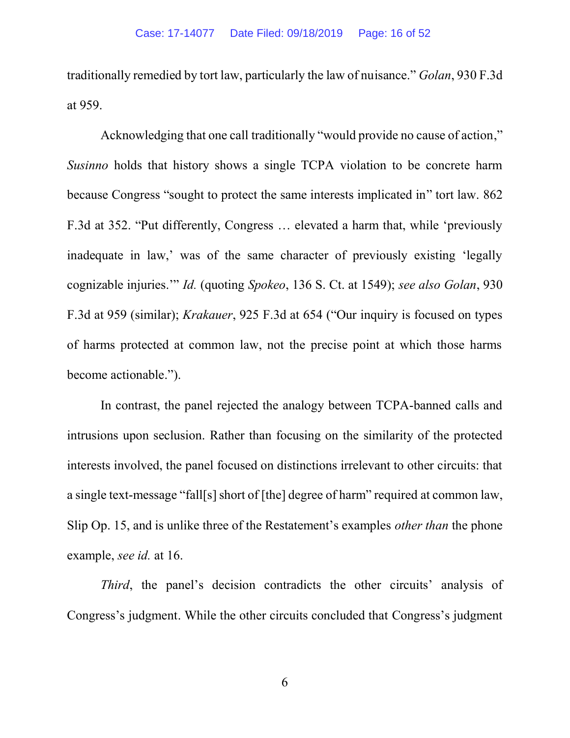traditionally remedied by tort law, particularly the law of nuisance." *Golan*, 930 F.3d at 959.

Acknowledging that one call traditionally "would provide no cause of action," *Susinno* holds that history shows a single TCPA violation to be concrete harm because Congress "sought to protect the same interests implicated in" tort law. 862 F.3d at 352. "Put differently, Congress … elevated a harm that, while 'previously inadequate in law,' was of the same character of previously existing 'legally cognizable injuries.'" *Id.* (quoting *Spokeo*, 136 S. Ct. at 1549); *see also Golan*, 930 F.3d at 959 (similar); *Krakauer*, 925 F.3d at 654 ("Our inquiry is focused on types of harms protected at common law, not the precise point at which those harms become actionable.").

In contrast, the panel rejected the analogy between TCPA-banned calls and intrusions upon seclusion. Rather than focusing on the similarity of the protected interests involved, the panel focused on distinctions irrelevant to other circuits: that a single text-message "fall[s] short of [the] degree of harm" required at common law, Slip Op. 15, and is unlike three of the Restatement's examples *other than* the phone example, *see id.* at 16.

*Third*, the panel's decision contradicts the other circuits' analysis of Congress's judgment. While the other circuits concluded that Congress's judgment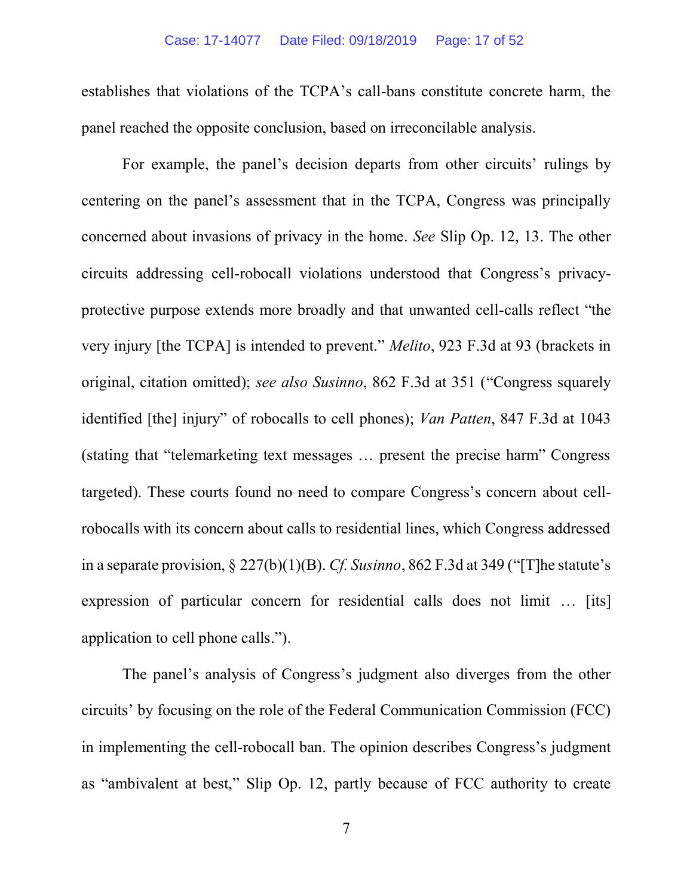establishes that violations of the TCPA's call-bans constitute concrete harm, the panel reached the opposite conclusion, based on irreconcilable analysis.

For example, the panel's decision departs from other circuits' rulings by centering on the panel's assessment that in the TCPA, Congress was principally concerned about invasions of privacy in the home. *See* Slip Op. 12, 13. The other circuits addressing cell-robocall violations understood that Congress's privacy-protective purpose extends more broadly and that unwanted cell-calls reflect "the very injury [the TCPA] is intended to prevent." *Melito*, 923 F.3d at 93 (brackets in original, citation omitted); *see also Susinno*, 862 F.3d at 351 ("Congress squarely identified [the] injury" of robocalls to cell phones); *Van Patten*, 847 F.3d at 1043 (stating that "telemarketing text messages … present the precise harm" Congress targeted). These courts found no need to compare Congress's concern about cell-robocalls with its concern about calls to residential lines, which Congress addressed in a separate provision, § 227(b)(1)(B). *Cf. Susinno*, 862 F.3d at 349 ("[T]he statute's expression of particular concern for residential calls does not limit … [its] application to cell phone calls.").

The panel's analysis of Congress's judgment also diverges from the other circuits' by focusing on the role of the Federal Communication Commission (FCC) in implementing the cell-robocall ban. The opinion describes Congress's judgment as "ambivalent at best," Slip Op. 12, partly because of FCC authority to create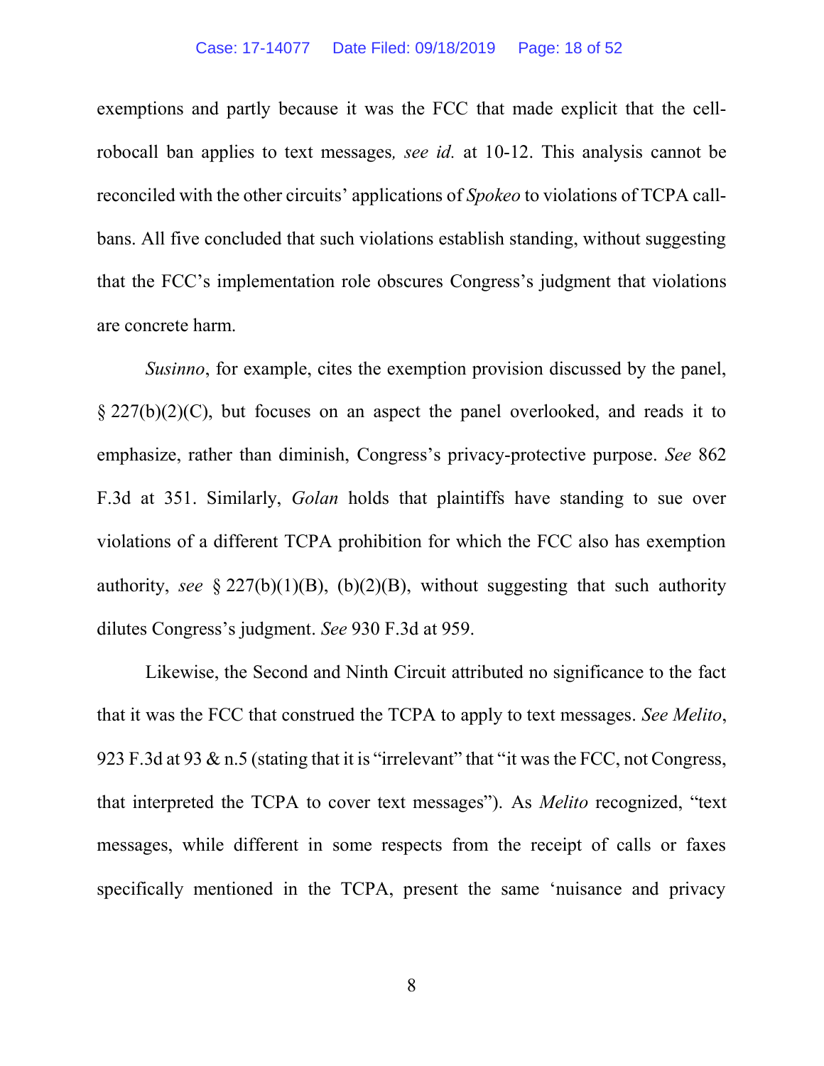exemptions and partly because it was the FCC that made explicit that the cell-robocall ban applies to text messages*, see id.* at 10-12. This analysis cannot be reconciled with the other circuits' applications of *Spokeo* to violations of TCPA call-bans. All five concluded that such violations establish standing, without suggesting that the FCC's implementation role obscures Congress's judgment that violations are concrete harm.

*Susinno*, for example, cites the exemption provision discussed by the panel, § 227(b)(2)(C), but focuses on an aspect the panel overlooked, and reads it to emphasize, rather than diminish, Congress's privacy-protective purpose. *See* 862 F.3d at 351. Similarly, *Golan* holds that plaintiffs have standing to sue over violations of a different TCPA prohibition for which the FCC also has exemption authority, *see* § 227(b)(1)(B), (b)(2)(B), without suggesting that such authority dilutes Congress's judgment. *See* 930 F.3d at 959.

Likewise, the Second and Ninth Circuit attributed no significance to the fact that it was the FCC that construed the TCPA to apply to text messages. *See Melito*, 923 F.3d at 93 & n.5 (stating that it is "irrelevant" that "it was the FCC, not Congress, that interpreted the TCPA to cover text messages"). As *Melito* recognized, "text messages, while different in some respects from the receipt of calls or faxes specifically mentioned in the TCPA, present the same 'nuisance and privacy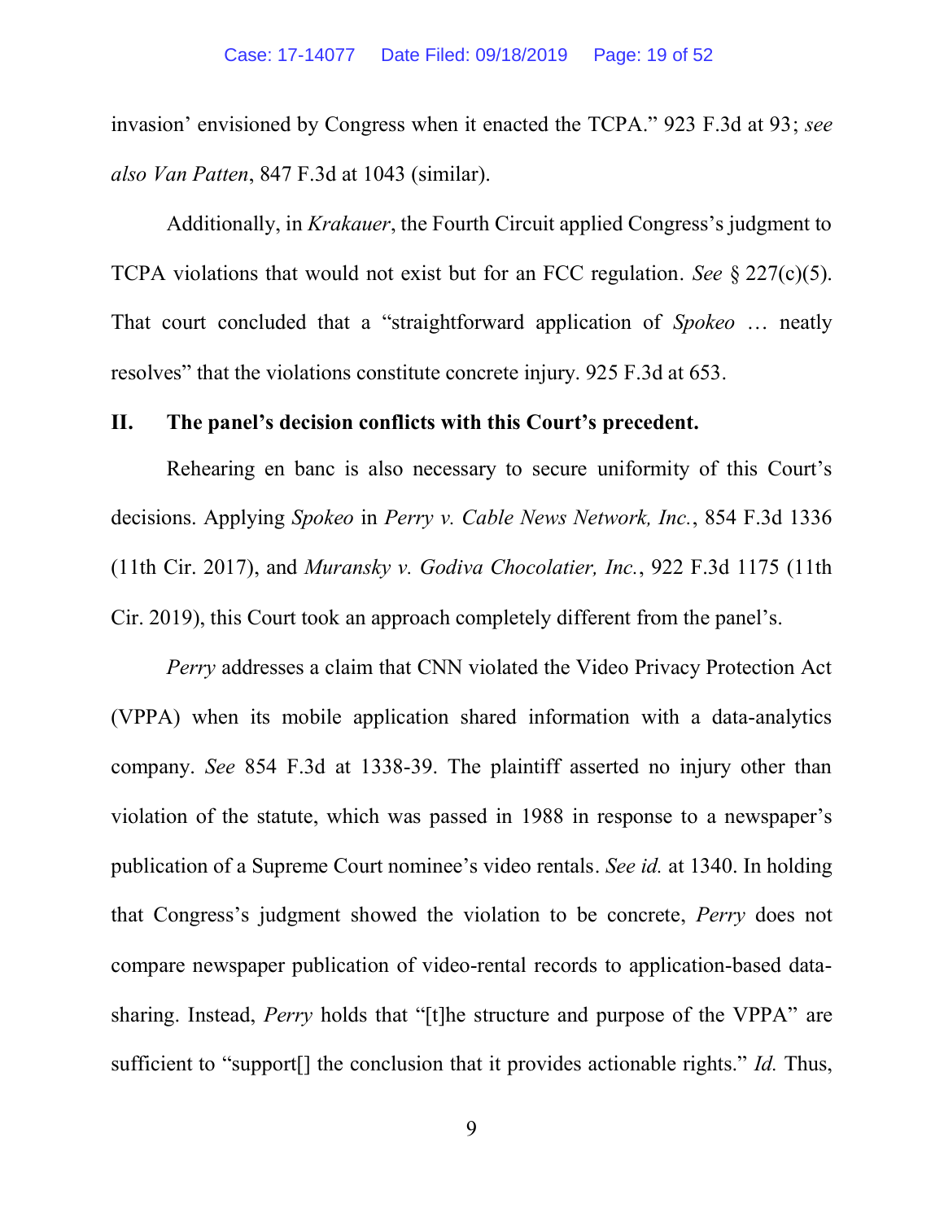invasion' envisioned by Congress when it enacted the TCPA." 923 F.3d at 93; *see also Van Patten*, 847 F.3d at 1043 (similar).

Additionally, in *Krakauer*, the Fourth Circuit applied Congress's judgment to TCPA violations that would not exist but for an FCC regulation. *See* § 227(c)(5). That court concluded that a "straightforward application of *Spokeo* … neatly resolves" that the violations constitute concrete injury. 925 F.3d at 653.

## II. The panel's decision conflicts with this Court's precedent.

Rehearing en banc is also necessary to secure uniformity of this Court's decisions. Applying *Spokeo* in *Perry v. Cable News Network, Inc.*, 854 F.3d 1336 (11th Cir. 2017), and *Muransky v. Godiva Chocolatier, Inc.*, 922 F.3d 1175 (11th Cir. 2019), this Court took an approach completely different from the panel's.

*Perry* addresses a claim that CNN violated the Video Privacy Protection Act (VPPA) when its mobile application shared information with a data-analytics company. *See* 854 F.3d at 1338-39. The plaintiff asserted no injury other than violation of the statute, which was passed in 1988 in response to a newspaper's publication of a Supreme Court nominee's video rentals. *See id.* at 1340. In holding that Congress's judgment showed the violation to be concrete, *Perry* does not compare newspaper publication of video-rental records to application-based data-sharing. Instead, *Perry* holds that "[t]he structure and purpose of the VPPA" are sufficient to "support[] the conclusion that it provides actionable rights." *Id.* Thus,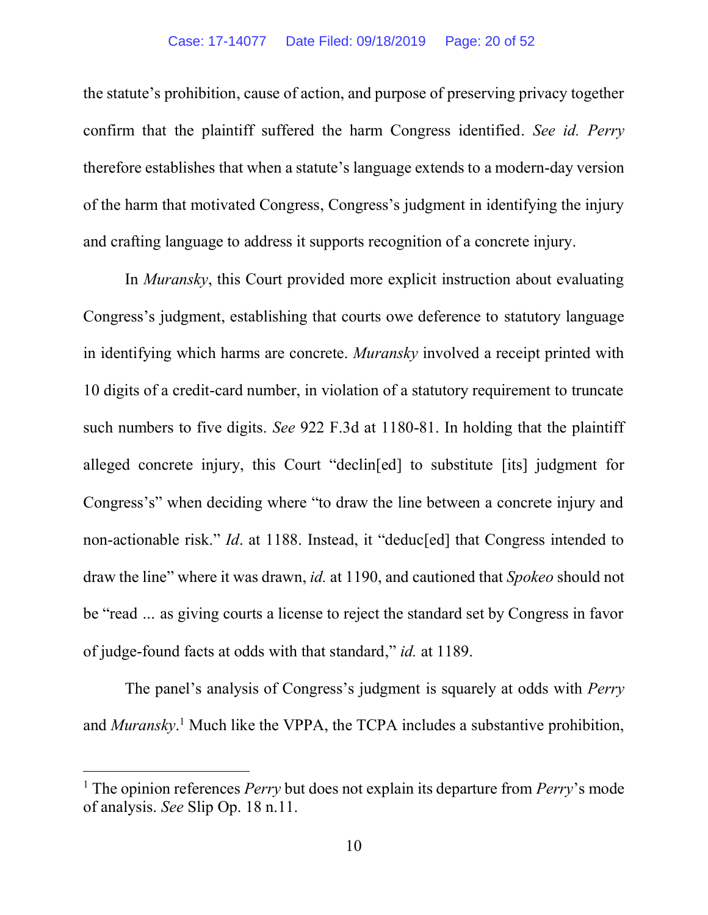the statute's prohibition, cause of action, and purpose of preserving privacy together confirm that the plaintiff suffered the harm Congress identified. *See id. Perry* therefore establishes that when a statute's language extends to a modern-day version of the harm that motivated Congress, Congress's judgment in identifying the injury and crafting language to address it supports recognition of a concrete injury.

In *Muransky*, this Court provided more explicit instruction about evaluating Congress's judgment, establishing that courts owe deference to statutory language in identifying which harms are concrete. *Muransky* involved a receipt printed with 10 digits of a credit-card number, in violation of a statutory requirement to truncate such numbers to five digits. *See* 922 F.3d at 1180-81. In holding that the plaintiff alleged concrete injury, this Court "declin[ed] to substitute [its] judgment for Congress's" when deciding where "to draw the line between a concrete injury and non-actionable risk." *Id*. at 1188. Instead, it "deduc[ed] that Congress intended to draw the line" where it was drawn, *id.* at 1190, and cautioned that *Spokeo* should not be "read ... as giving courts a license to reject the standard set by Congress in favor of judge-found facts at odds with that standard," *id.* at 1189.

The panel's analysis of Congress's judgment is squarely at odds with *Perry* and *Muransky*.[1] Much like the VPPA, the TCPA includes a substantive prohibition,

[1] The opinion references *Perry* but does not explain its departure from *Perry*'s mode of analysis. *See* Slip Op. 18 n.11.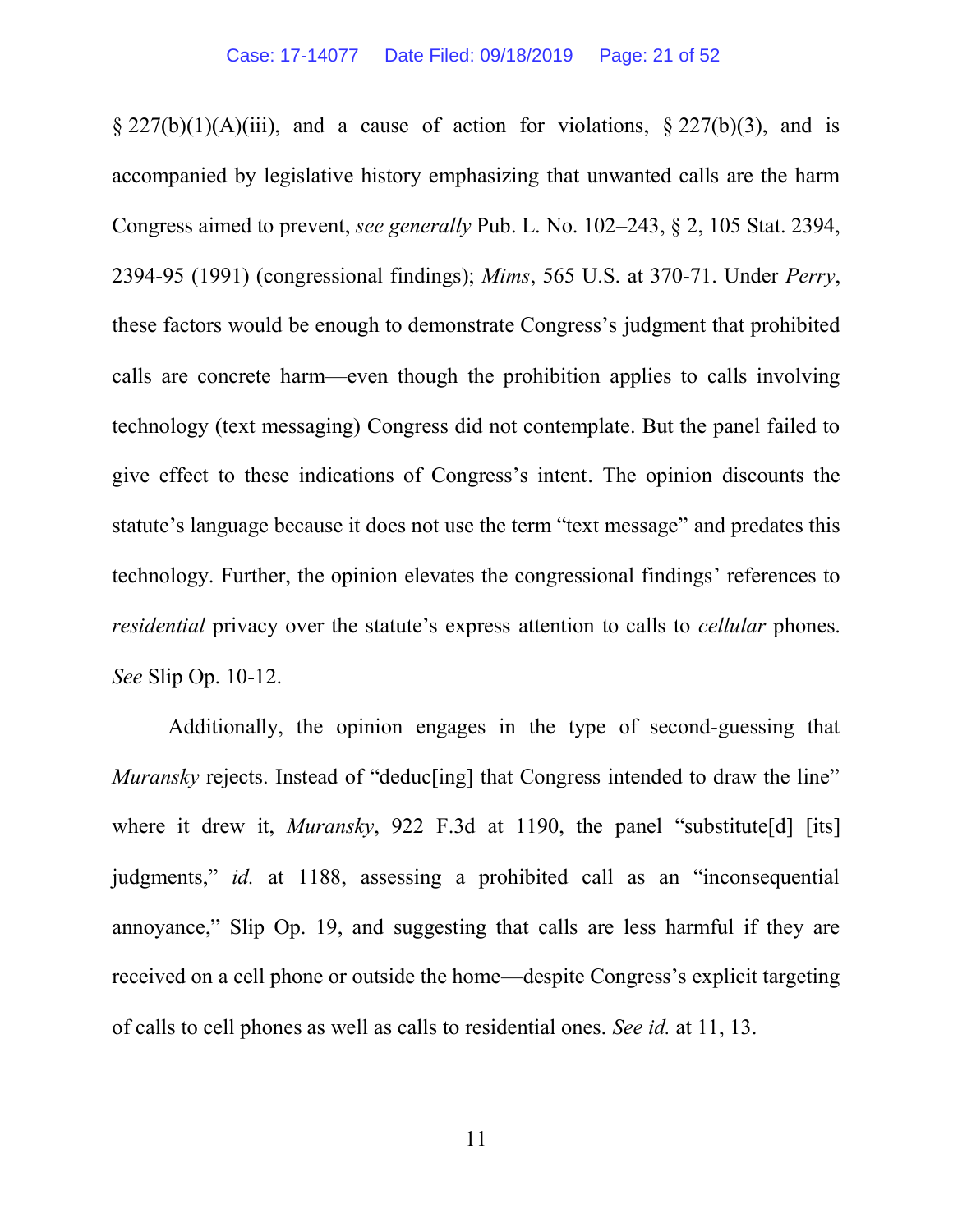§ 227(b)(1)(A)(iii), and a cause of action for violations, § 227(b)(3), and is accompanied by legislative history emphasizing that unwanted calls are the harm Congress aimed to prevent, *see generally* Pub. L. No. 102–243, § 2, 105 Stat. 2394, 2394-95 (1991) (congressional findings); *Mims*, 565 U.S. at 370-71. Under *Perry*, these factors would be enough to demonstrate Congress's judgment that prohibited calls are concrete harm—even though the prohibition applies to calls involving technology (text messaging) Congress did not contemplate. But the panel failed to give effect to these indications of Congress's intent. The opinion discounts the statute's language because it does not use the term "text message" and predates this technology. Further, the opinion elevates the congressional findings' references to *residential* privacy over the statute's express attention to calls to *cellular* phones. *See* Slip Op. 10-12.

Additionally, the opinion engages in the type of second-guessing that *Muransky* rejects. Instead of "deduc[ing] that Congress intended to draw the line" where it drew it, *Muransky*, 922 F.3d at 1190, the panel "substitute[d] [its] judgments," *id.* at 1188, assessing a prohibited call as an "inconsequential annoyance," Slip Op. 19, and suggesting that calls are less harmful if they are received on a cell phone or outside the home—despite Congress's explicit targeting of calls to cell phones as well as calls to residential ones. *See id.* at 11, 13.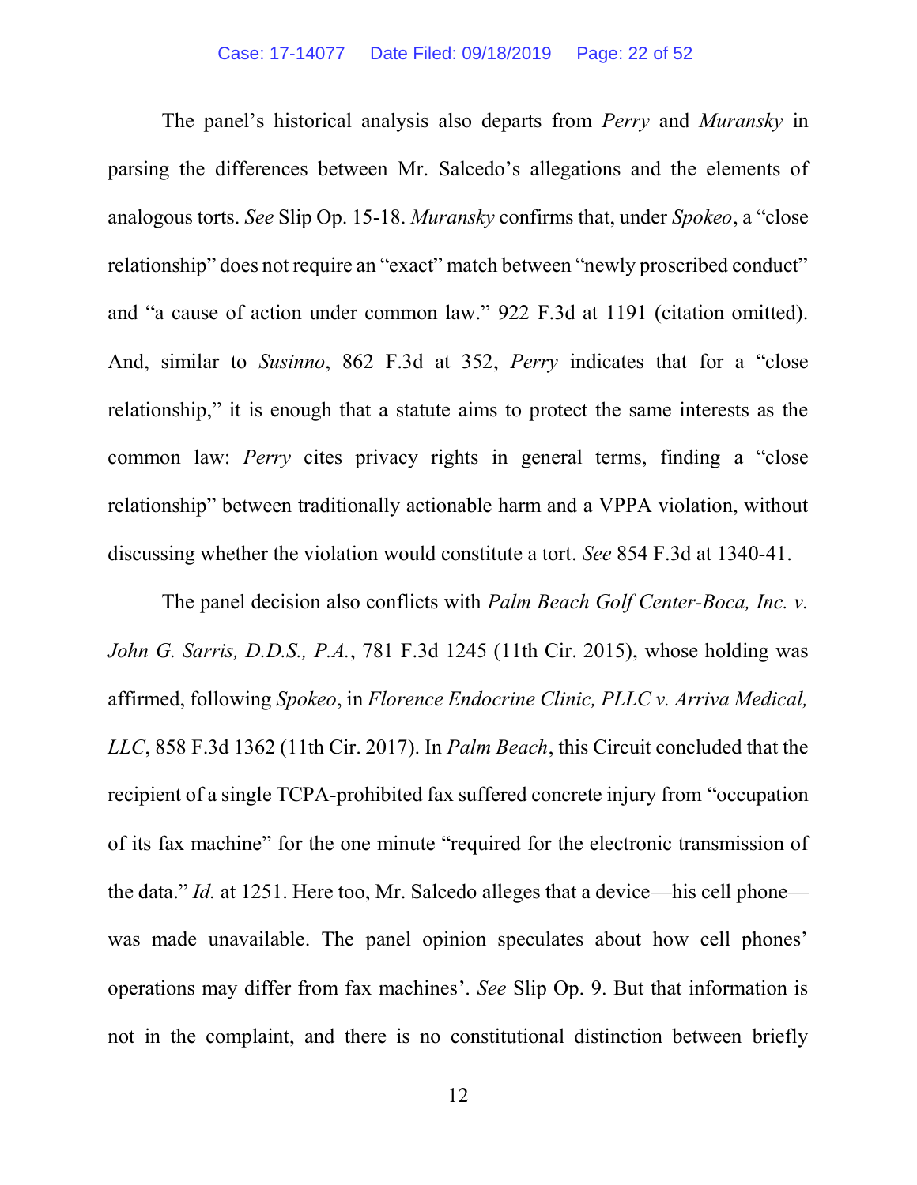The panel's historical analysis also departs from *Perry* and *Muransky* in parsing the differences between Mr. Salcedo's allegations and the elements of analogous torts. *See* Slip Op. 15-18. *Muransky* confirms that, under *Spokeo*, a "close relationship" does not require an "exact" match between "newly proscribed conduct" and "a cause of action under common law." 922 F.3d at 1191 (citation omitted). And, similar to *Susinno*, 862 F.3d at 352, *Perry* indicates that for a "close relationship," it is enough that a statute aims to protect the same interests as the common law: *Perry* cites privacy rights in general terms, finding a "close relationship" between traditionally actionable harm and a VPPA violation, without discussing whether the violation would constitute a tort. *See* 854 F.3d at 1340-41.

The panel decision also conflicts with *Palm Beach Golf Center-Boca, Inc. v. John G. Sarris, D.D.S., P.A.*, 781 F.3d 1245 (11th Cir. 2015), whose holding was affirmed, following *Spokeo*, in *Florence Endocrine Clinic, PLLC v. Arriva Medical, LLC*, 858 F.3d 1362 (11th Cir. 2017). In *Palm Beach*, this Circuit concluded that the recipient of a single TCPA-prohibited fax suffered concrete injury from "occupation of its fax machine" for the one minute "required for the electronic transmission of the data." *Id.* at 1251. Here too, Mr. Salcedo alleges that a device—his cell phone—was made unavailable. The panel opinion speculates about how cell phones' operations may differ from fax machines'. *See* Slip Op. 9. But that information is not in the complaint, and there is no constitutional distinction between briefly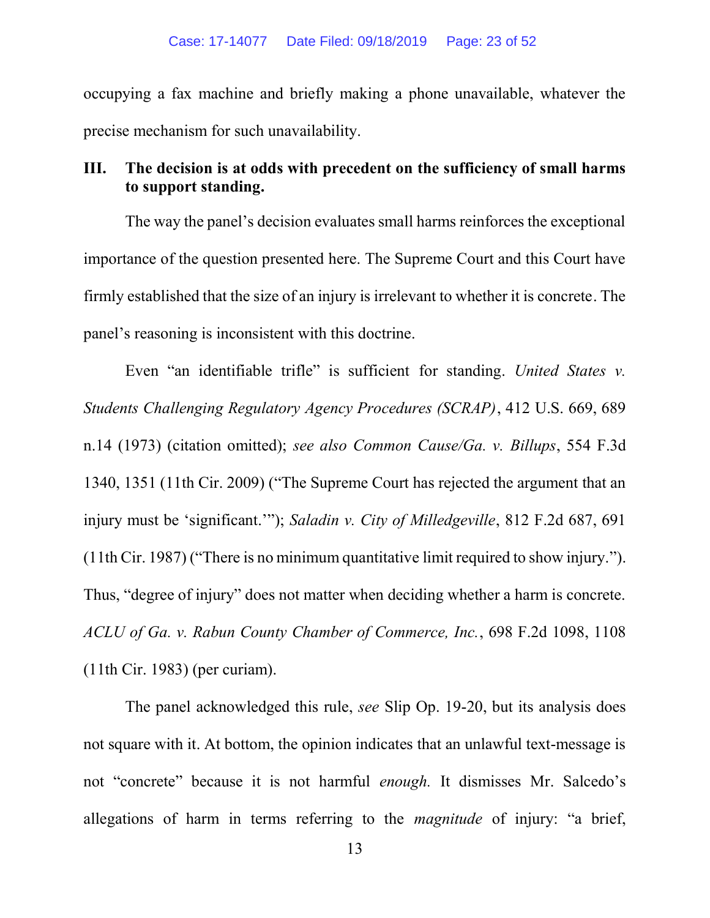occupying a fax machine and briefly making a phone unavailable, whatever the precise mechanism for such unavailability.

## III. The decision is at odds with precedent on the sufficiency of small harms to support standing.

The way the panel's decision evaluates small harms reinforces the exceptional importance of the question presented here. The Supreme Court and this Court have firmly established that the size of an injury is irrelevant to whether it is concrete. The panel's reasoning is inconsistent with this doctrine.

Even "an identifiable trifle" is sufficient for standing. *United States v. Students Challenging Regulatory Agency Procedures (SCRAP)*, 412 U.S. 669, 689 n.14 (1973) (citation omitted); *see also Common Cause/Ga. v. Billups*, 554 F.3d 1340, 1351 (11th Cir. 2009) ("The Supreme Court has rejected the argument that an injury must be 'significant.'"); *Saladin v. City of Milledgeville*, 812 F.2d 687, 691 (11th Cir. 1987) ("There is no minimum quantitative limit required to show injury."). Thus, "degree of injury" does not matter when deciding whether a harm is concrete. *ACLU of Ga. v. Rabun County Chamber of Commerce, Inc.*, 698 F.2d 1098, 1108 (11th Cir. 1983) (per curiam).

The panel acknowledged this rule, *see* Slip Op. 19-20, but its analysis does not square with it. At bottom, the opinion indicates that an unlawful text-message is not "concrete" because it is not harmful *enough.* It dismisses Mr. Salcedo's allegations of harm in terms referring to the *magnitude* of injury: "a brief,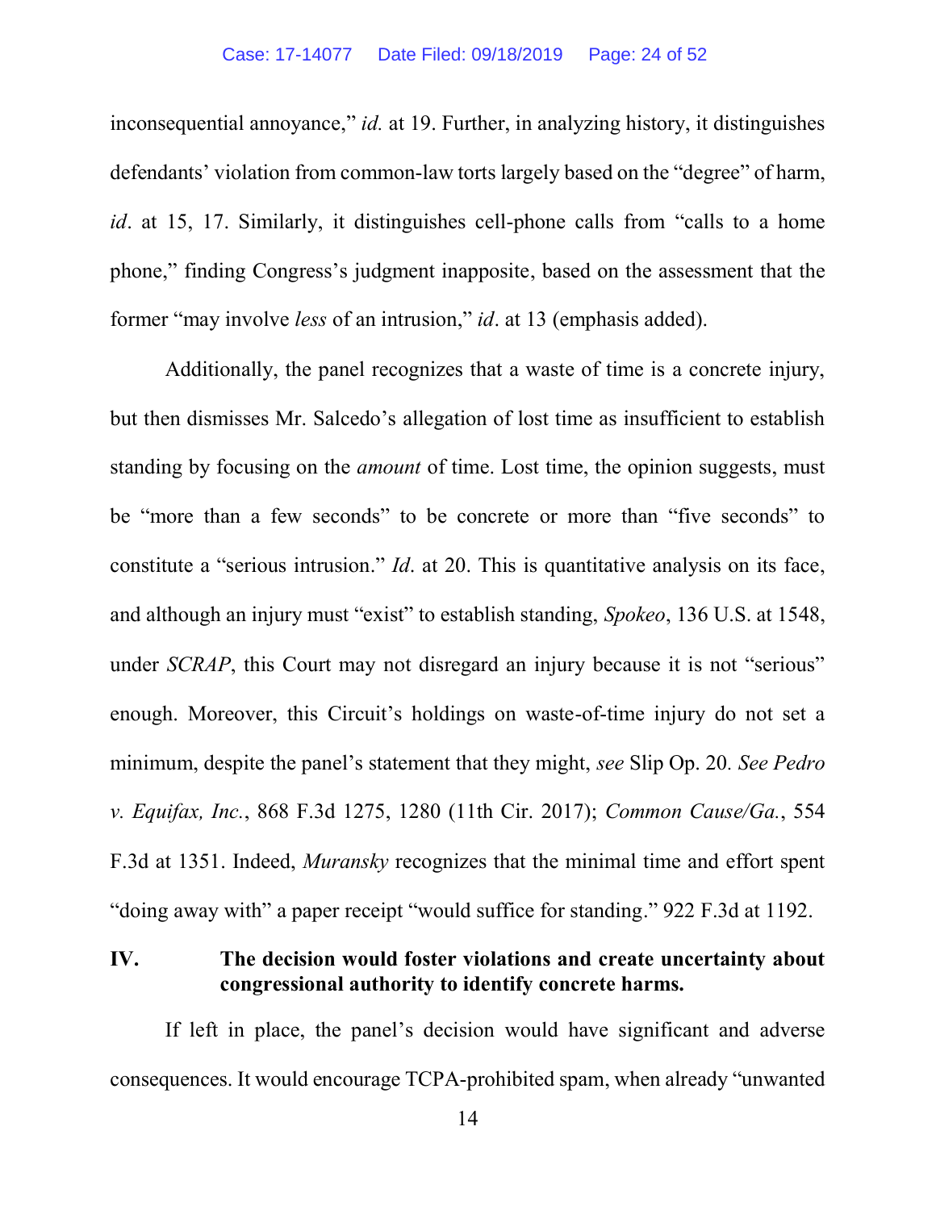inconsequential annoyance," *id.* at 19. Further, in analyzing history, it distinguishes defendants' violation from common-law torts largely based on the "degree" of harm, *id*. at 15, 17. Similarly, it distinguishes cell-phone calls from "calls to a home phone," finding Congress's judgment inapposite, based on the assessment that the former "may involve *less* of an intrusion," *id*. at 13 (emphasis added).

Additionally, the panel recognizes that a waste of time is a concrete injury, but then dismisses Mr. Salcedo's allegation of lost time as insufficient to establish standing by focusing on the *amount* of time. Lost time, the opinion suggests, must be "more than a few seconds" to be concrete or more than "five seconds" to constitute a "serious intrusion." *Id*. at 20. This is quantitative analysis on its face, and although an injury must "exist" to establish standing, *Spokeo*, 136 U.S. at 1548, under *SCRAP*, this Court may not disregard an injury because it is not "serious" enough. Moreover, this Circuit's holdings on waste-of-time injury do not set a minimum, despite the panel's statement that they might, *see* Slip Op. 20. *See Pedro v. Equifax, Inc.*, 868 F.3d 1275, 1280 (11th Cir. 2017); *Common Cause/Ga.*, 554 F.3d at 1351. Indeed, *Muransky* recognizes that the minimal time and effort spent "doing away with" a paper receipt "would suffice for standing." 922 F.3d at 1192.

## IV. The decision would foster violations and create uncertainty about congressional authority to identify concrete harms.

If left in place, the panel's decision would have significant and adverse consequences. It would encourage TCPA-prohibited spam, when already "unwanted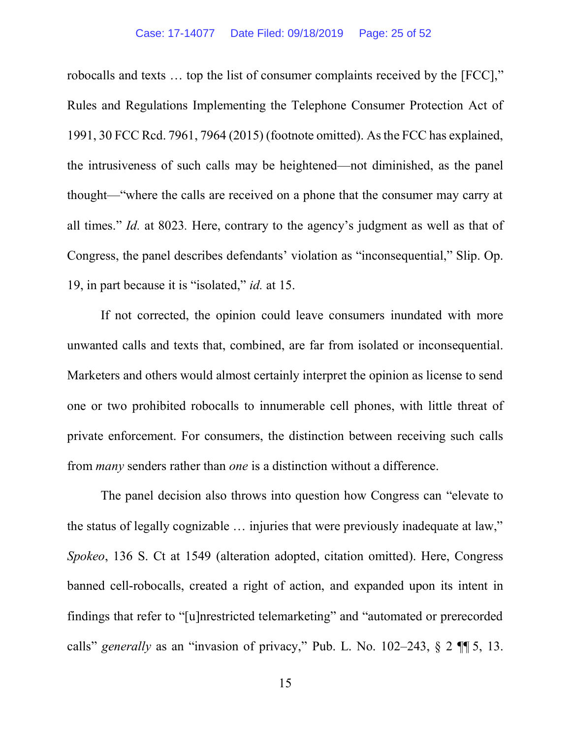robocalls and texts … top the list of consumer complaints received by the [FCC]," Rules and Regulations Implementing the Telephone Consumer Protection Act of 1991, 30 FCC Rcd. 7961, 7964 (2015) (footnote omitted). As the FCC has explained, the intrusiveness of such calls may be heightened—not diminished, as the panel thought—"where the calls are received on a phone that the consumer may carry at all times." *Id.* at 8023. Here, contrary to the agency's judgment as well as that of Congress, the panel describes defendants' violation as "inconsequential," Slip. Op. 19, in part because it is "isolated," *id.* at 15.

If not corrected, the opinion could leave consumers inundated with more unwanted calls and texts that, combined, are far from isolated or inconsequential. Marketers and others would almost certainly interpret the opinion as license to send one or two prohibited robocalls to innumerable cell phones, with little threat of private enforcement. For consumers, the distinction between receiving such calls from *many* senders rather than *one* is a distinction without a difference.

The panel decision also throws into question how Congress can "elevate to the status of legally cognizable … injuries that were previously inadequate at law," *Spokeo*, 136 S. Ct at 1549 (alteration adopted, citation omitted). Here, Congress banned cell-robocalls, created a right of action, and expanded upon its intent in findings that refer to "[u]nrestricted telemarketing" and "automated or prerecorded calls" *generally* as an "invasion of privacy," Pub. L. No. 102–243, § 2 ¶¶ 5, 13.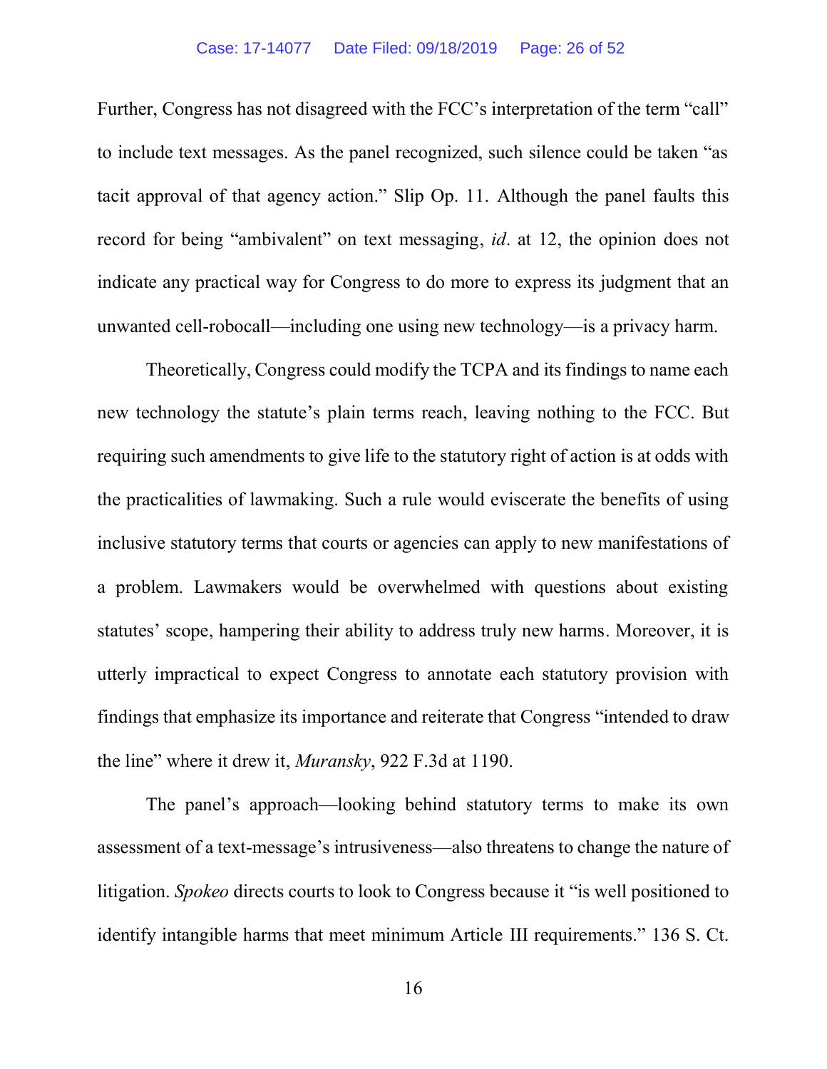Further, Congress has not disagreed with the FCC's interpretation of the term "call" to include text messages. As the panel recognized, such silence could be taken "as tacit approval of that agency action." Slip Op. 11. Although the panel faults this record for being "ambivalent" on text messaging, *id*. at 12, the opinion does not indicate any practical way for Congress to do more to express its judgment that an unwanted cell-robocall—including one using new technology—is a privacy harm.

Theoretically, Congress could modify the TCPA and its findings to name each new technology the statute's plain terms reach, leaving nothing to the FCC. But requiring such amendments to give life to the statutory right of action is at odds with the practicalities of lawmaking. Such a rule would eviscerate the benefits of using inclusive statutory terms that courts or agencies can apply to new manifestations of a problem. Lawmakers would be overwhelmed with questions about existing statutes' scope, hampering their ability to address truly new harms. Moreover, it is utterly impractical to expect Congress to annotate each statutory provision with findings that emphasize its importance and reiterate that Congress "intended to draw the line" where it drew it, *Muransky*, 922 F.3d at 1190.

The panel's approach—looking behind statutory terms to make its own assessment of a text-message's intrusiveness—also threatens to change the nature of litigation. *Spokeo* directs courts to look to Congress because it "is well positioned to identify intangible harms that meet minimum Article III requirements." 136 S. Ct.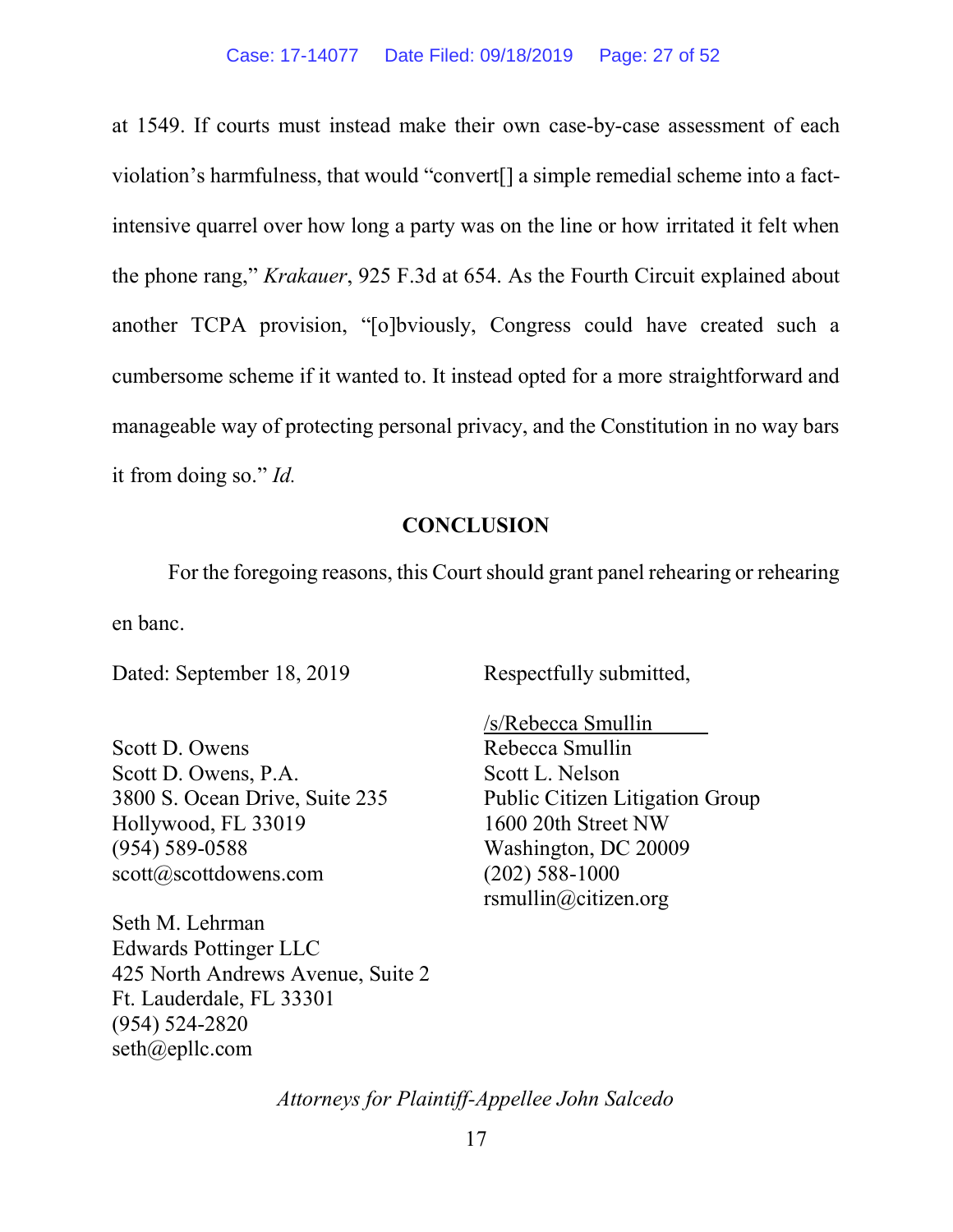at 1549. If courts must instead make their own case-by-case assessment of each violation's harmfulness, that would "convert[] a simple remedial scheme into a fact-intensive quarrel over how long a party was on the line or how irritated it felt when the phone rang," *Krakauer*, 925 F.3d at 654. As the Fourth Circuit explained about another TCPA provision, "[o]bviously, Congress could have created such a cumbersome scheme if it wanted to. It instead opted for a more straightforward and manageable way of protecting personal privacy, and the Constitution in no way bars it from doing so." *Id.*

## CONCLUSION

For the foregoing reasons, this Court should grant panel rehearing or rehearing en banc.

Dated: September 18, 2019

Respectfully submitted,

/s/Rebecca Smullin
Rebecca Smullin
Scott L. Nelson
Public Citizen Litigation Group
1600 20th Street NW
Washington, DC 20009
(202) 588-1000
rsmullin@citizen.org

Scott D. Owens
Scott D. Owens, P.A.
3800 S. Ocean Drive, Suite 235
Hollywood, FL 33019
(954) 589-0588
scott@scottdowens.com

Seth M. Lehrman
Edwards Pottinger LLC
425 North Andrews Avenue, Suite 2
Ft. Lauderdale, FL 33301
(954) 524-2820
seth@epllc.com

*Attorneys for Plaintiff-Appellee John Salcedo*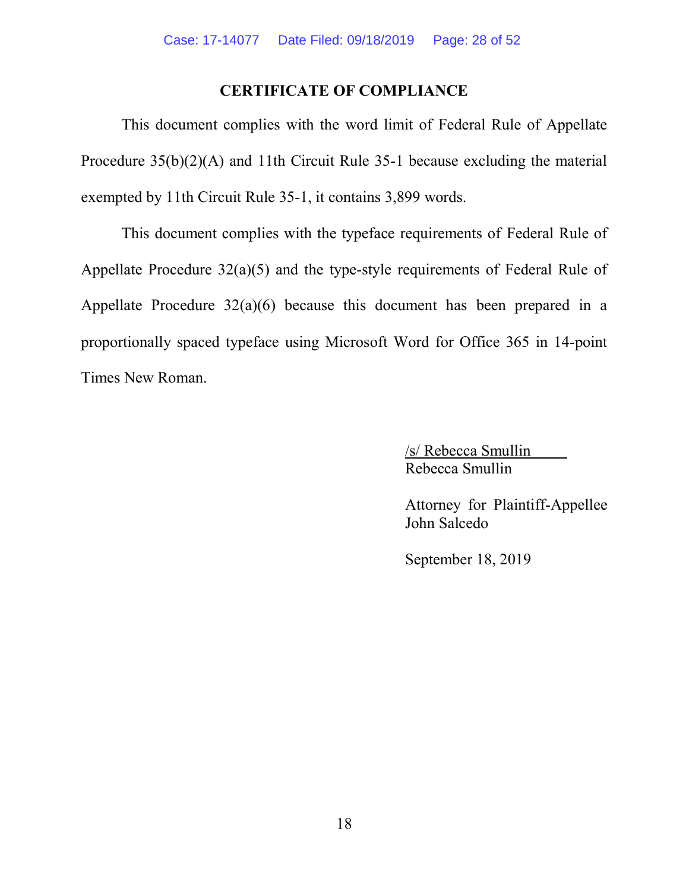## CERTIFICATE OF COMPLIANCE

This document complies with the word limit of Federal Rule of Appellate Procedure 35(b)(2)(A) and 11th Circuit Rule 35-1 because excluding the material exempted by 11th Circuit Rule 35-1, it contains 3,899 words.

This document complies with the typeface requirements of Federal Rule of Appellate Procedure 32(a)(5) and the type-style requirements of Federal Rule of Appellate Procedure 32(a)(6) because this document has been prepared in a proportionally spaced typeface using Microsoft Word for Office 365 in 14-point Times New Roman.

/s/ Rebecca Smullin
Rebecca Smullin

Attorney for Plaintiff-Appellee
John Salcedo

September 18, 2019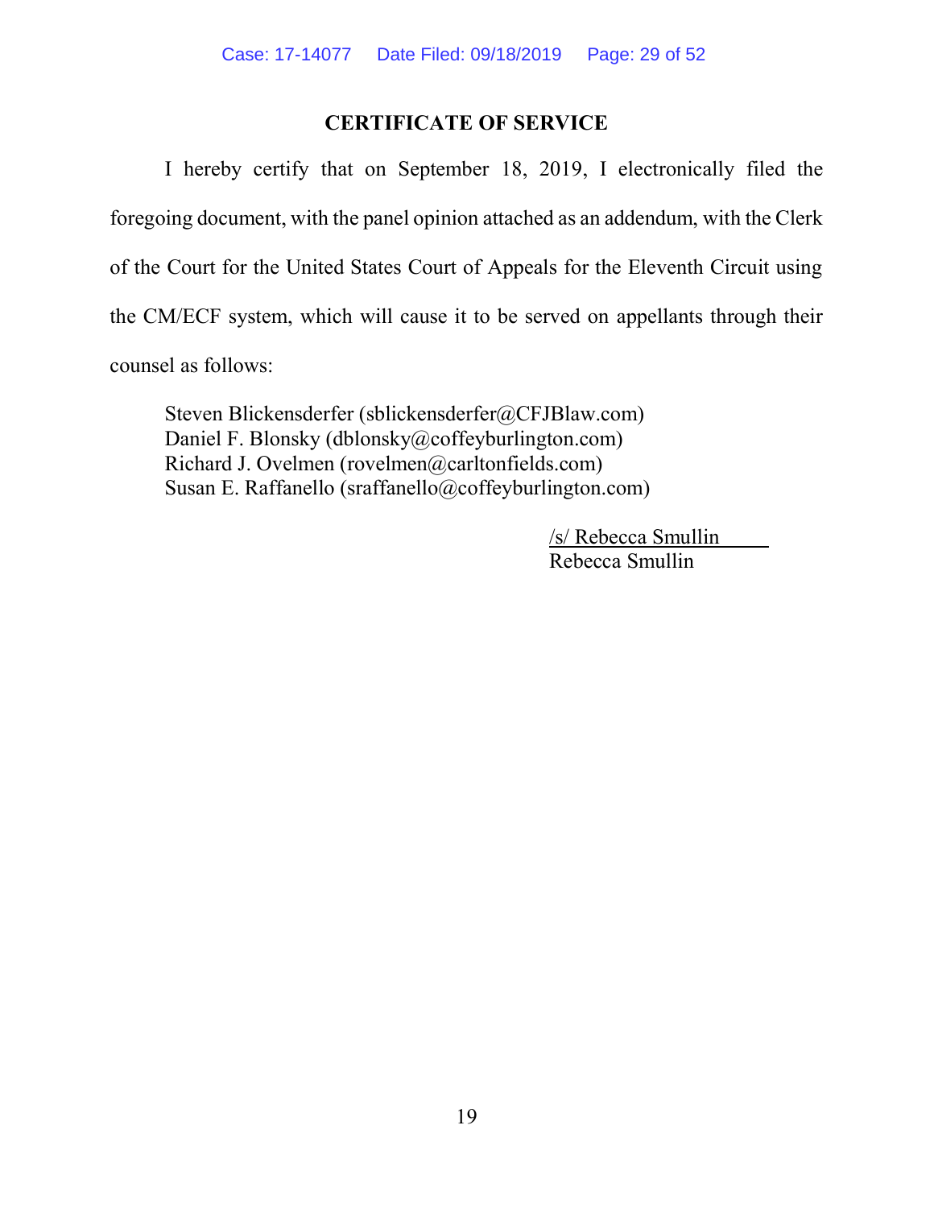## CERTIFICATE OF SERVICE

I hereby certify that on September 18, 2019, I electronically filed the foregoing document, with the panel opinion attached as an addendum, with the Clerk of the Court for the United States Court of Appeals for the Eleventh Circuit using the CM/ECF system, which will cause it to be served on appellants through their counsel as follows:

Steven Blickensderfer (sblickensderfer@CFJBlaw.com)
Daniel F. Blonsky (dblonsky@coffeyburlington.com)
Richard J. Ovelmen (rovelmen@carltonfields.com)
Susan E. Raffanello (sraffanello@coffeyburlington.com)

/s/ Rebecca Smullin
Rebecca Smullin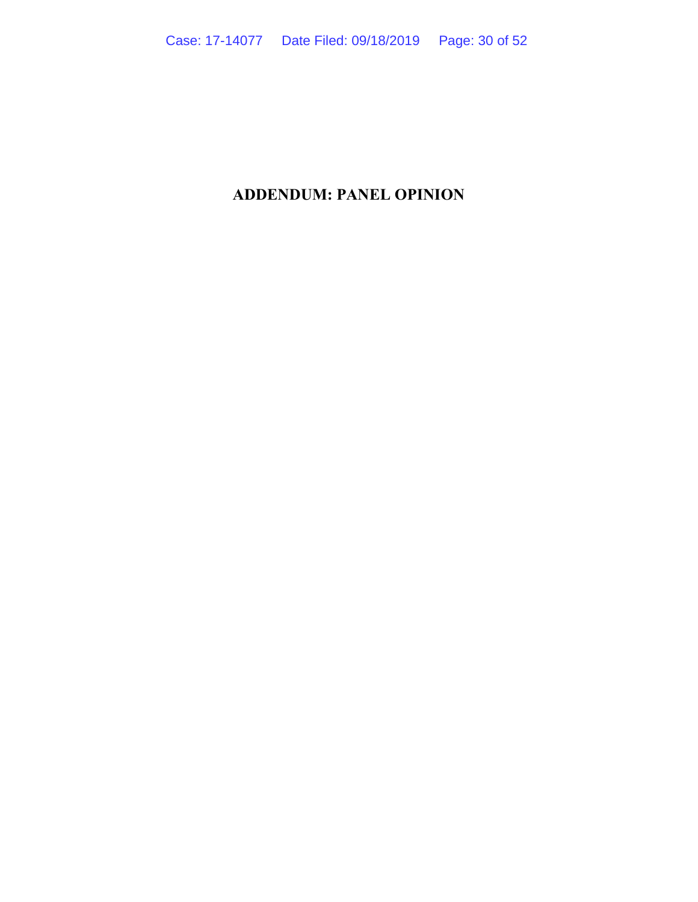# ADDENDUM: PANEL OPINION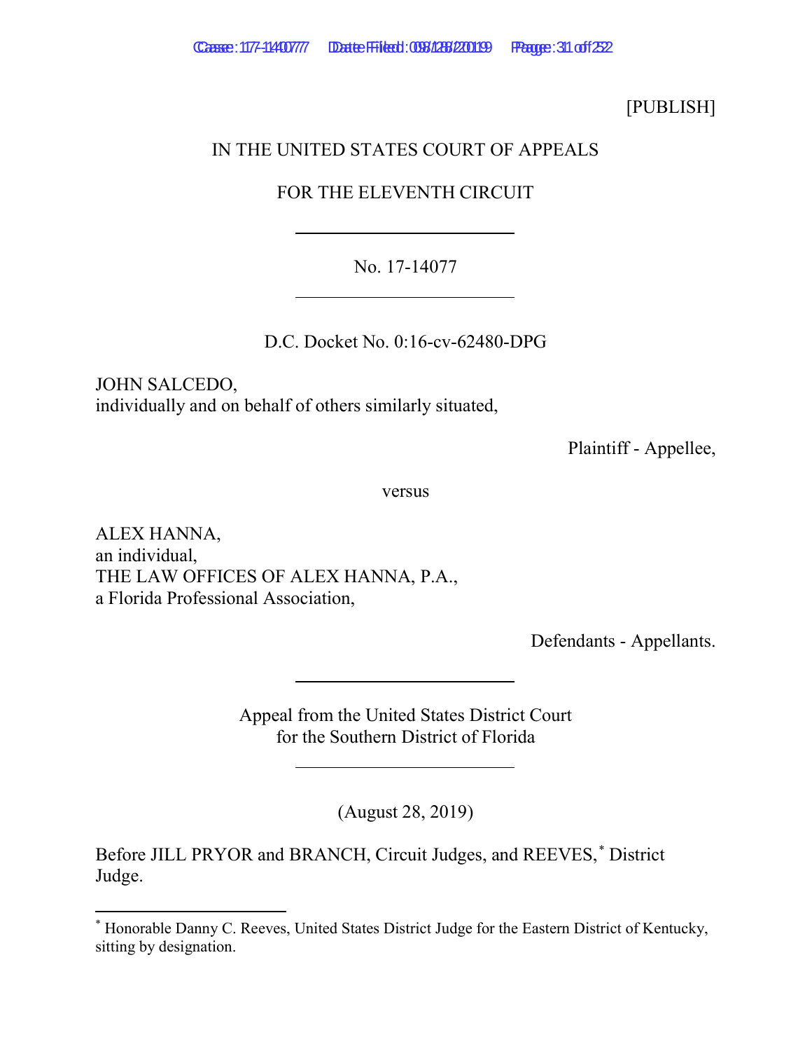[PUBLISH]

IN THE UNITED STATES COURT OF APPEALS

FOR THE ELEVENTH CIRCUIT

---

No. 17-14077

---

D.C. Docket No. 0:16-cv-62480-DPG

JOHN SALCEDO,
individually and on behalf of others similarly situated,

Plaintiff - Appellee,

versus

ALEX HANNA,
an individual,
THE LAW OFFICES OF ALEX HANNA, P.A.,
a Florida Professional Association,

Defendants - Appellants.

---

Appeal from the United States District Court
for the Southern District of Florida

---

(August 28, 2019)

Before JILL PRYOR and BRANCH, Circuit Judges, and REEVES,* District Judge.

---

* Honorable Danny C. Reeves, United States District Judge for the Eastern District of Kentucky, sitting by designation.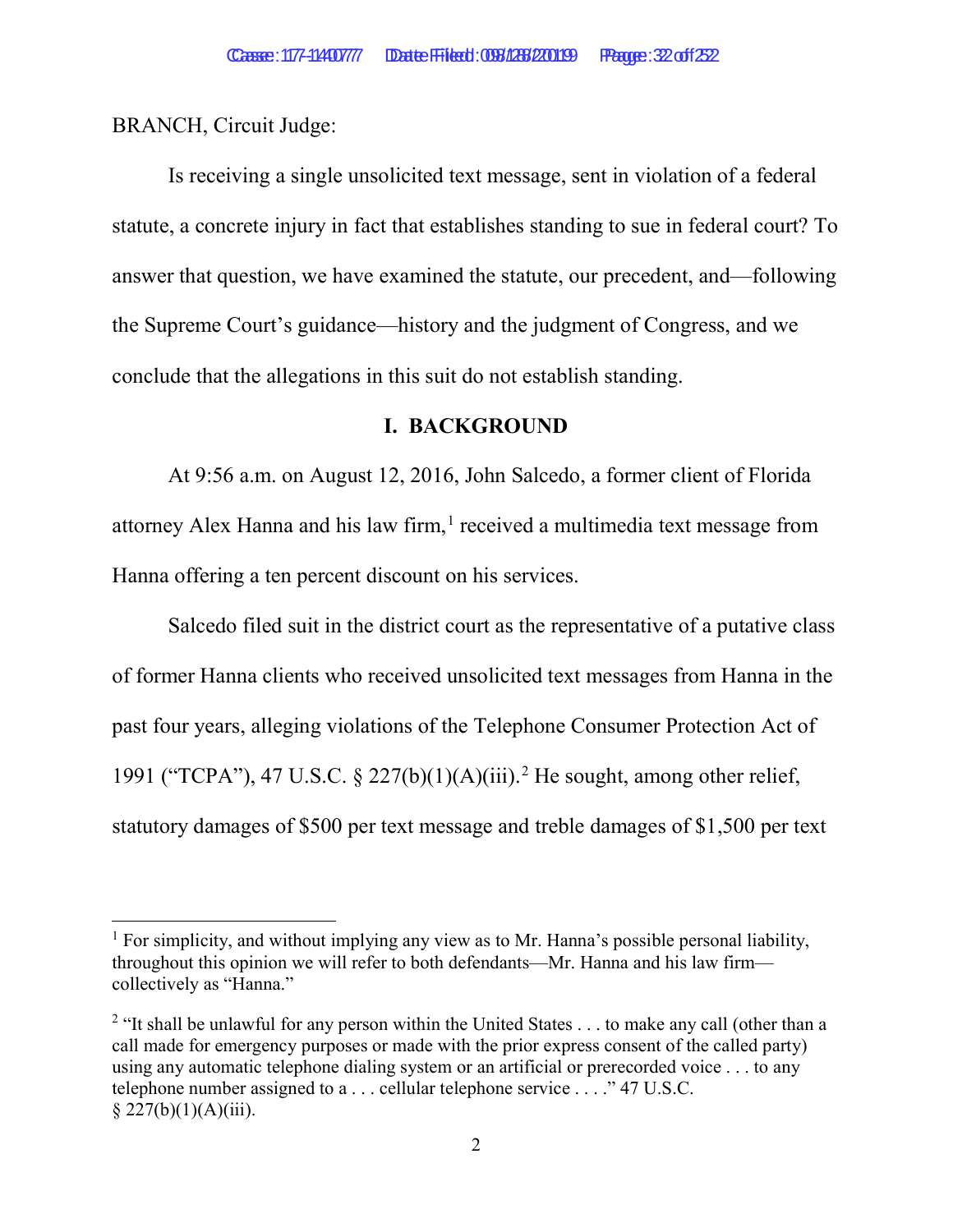BRANCH, Circuit Judge:

Is receiving a single unsolicited text message, sent in violation of a federal statute, a concrete injury in fact that establishes standing to sue in federal court? To answer that question, we have examined the statute, our precedent, and—following the Supreme Court's guidance—history and the judgment of Congress, and we conclude that the allegations in this suit do not establish standing.

## I. BACKGROUND

At 9:56 a.m. on August 12, 2016, John Salcedo, a former client of Florida attorney Alex Hanna and his law firm,[1] received a multimedia text message from Hanna offering a ten percent discount on his services.

Salcedo filed suit in the district court as the representative of a putative class of former Hanna clients who received unsolicited text messages from Hanna in the past four years, alleging violations of the Telephone Consumer Protection Act of 1991 ("TCPA"), 47 U.S.C. § 227(b)(1)(A)(iii).[2] He sought, among other relief, statutory damages of $500 per text message and treble damages of $1,500 per text

---

[1] For simplicity, and without implying any view as to Mr. Hanna's possible personal liability, throughout this opinion we will refer to both defendants—Mr. Hanna and his law firm—collectively as "Hanna."

[2] "It shall be unlawful for any person within the United States . . . to make any call (other than a call made for emergency purposes or made with the prior express consent of the called party) using any automatic telephone dialing system or an artificial or prerecorded voice . . . to any telephone number assigned to a . . . cellular telephone service . . . ." 47 U.S.C. § 227(b)(1)(A)(iii).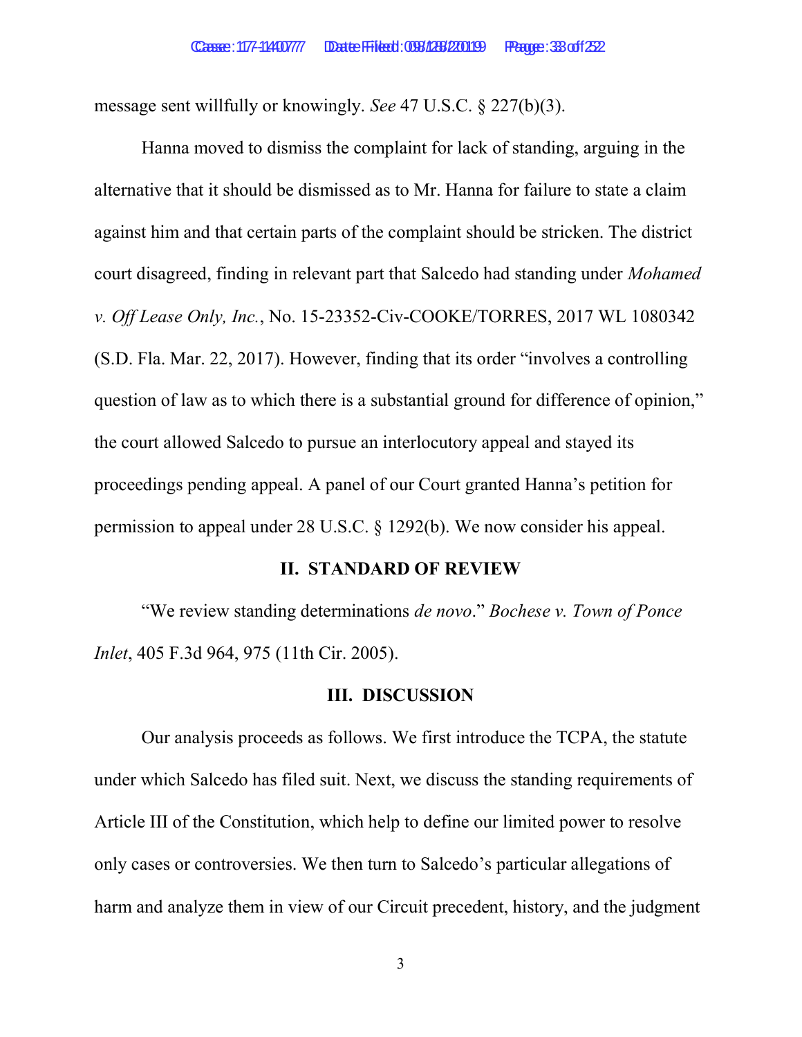message sent willfully or knowingly. *See* 47 U.S.C. § 227(b)(3).

Hanna moved to dismiss the complaint for lack of standing, arguing in the alternative that it should be dismissed as to Mr. Hanna for failure to state a claim against him and that certain parts of the complaint should be stricken. The district court disagreed, finding in relevant part that Salcedo had standing under *Mohamed v. Off Lease Only, Inc.*, No. 15-23352-Civ-COOKE/TORRES, 2017 WL 1080342 (S.D. Fla. Mar. 22, 2017). However, finding that its order "involves a controlling question of law as to which there is a substantial ground for difference of opinion," the court allowed Salcedo to pursue an interlocutory appeal and stayed its proceedings pending appeal. A panel of our Court granted Hanna's petition for permission to appeal under 28 U.S.C. § 1292(b). We now consider his appeal.

## II. STANDARD OF REVIEW

"We review standing determinations *de novo*." *Bochese v. Town of Ponce Inlet*, 405 F.3d 964, 975 (11th Cir. 2005).

## III. DISCUSSION

Our analysis proceeds as follows. We first introduce the TCPA, the statute under which Salcedo has filed suit. Next, we discuss the standing requirements of Article III of the Constitution, which help to define our limited power to resolve only cases or controversies. We then turn to Salcedo's particular allegations of harm and analyze them in view of our Circuit precedent, history, and the judgment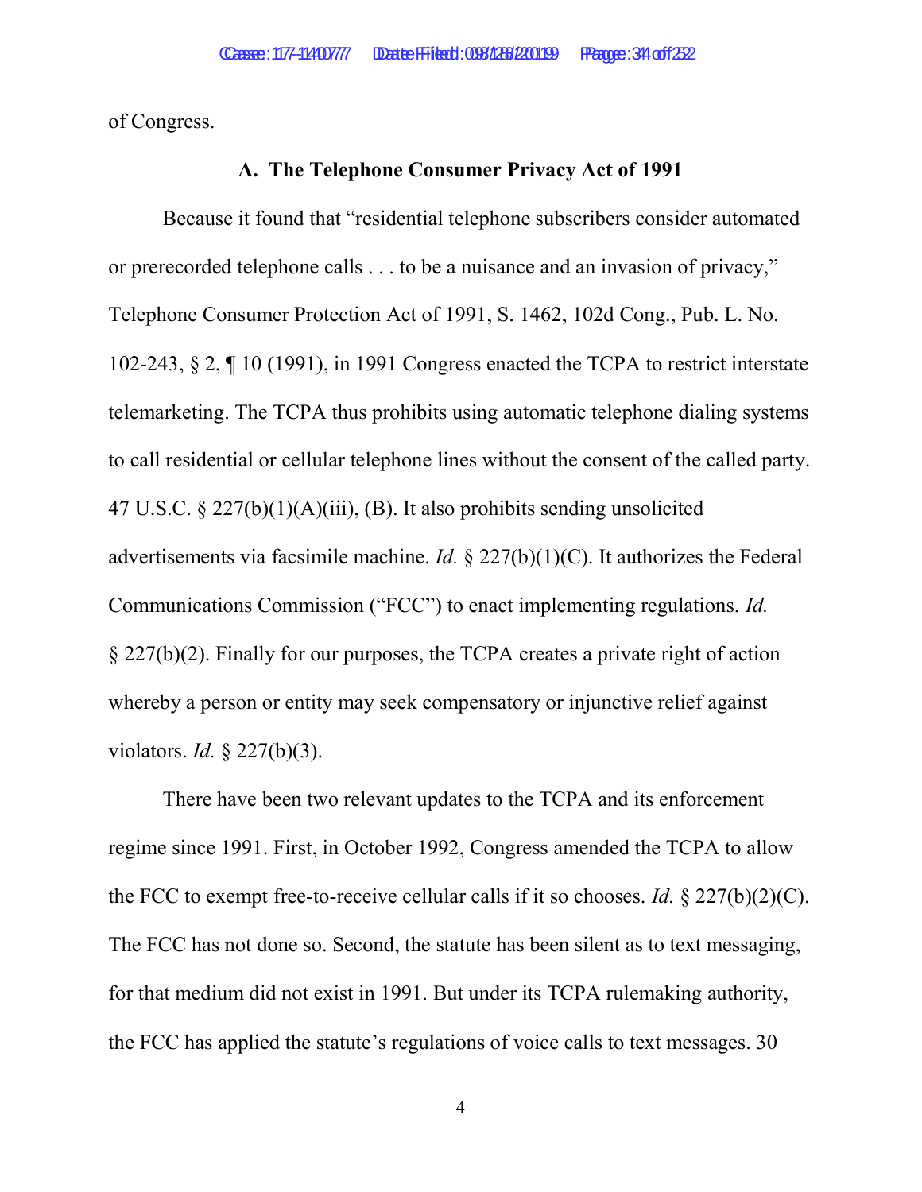of Congress.

### A. The Telephone Consumer Privacy Act of 1991

Because it found that "residential telephone subscribers consider automated or prerecorded telephone calls . . . to be a nuisance and an invasion of privacy," Telephone Consumer Protection Act of 1991, S. 1462, 102d Cong., Pub. L. No. 102-243, § 2, ¶ 10 (1991), in 1991 Congress enacted the TCPA to restrict interstate telemarketing. The TCPA thus prohibits using automatic telephone dialing systems to call residential or cellular telephone lines without the consent of the called party. 47 U.S.C. § 227(b)(1)(A)(iii), (B). It also prohibits sending unsolicited advertisements via facsimile machine. *Id.* § 227(b)(1)(C). It authorizes the Federal Communications Commission ("FCC") to enact implementing regulations. *Id.* § 227(b)(2). Finally for our purposes, the TCPA creates a private right of action whereby a person or entity may seek compensatory or injunctive relief against violators. *Id.* § 227(b)(3).

There have been two relevant updates to the TCPA and its enforcement regime since 1991. First, in October 1992, Congress amended the TCPA to allow the FCC to exempt free-to-receive cellular calls if it so chooses. *Id.* § 227(b)(2)(C). The FCC has not done so. Second, the statute has been silent as to text messaging, for that medium did not exist in 1991. But under its TCPA rulemaking authority, the FCC has applied the statute's regulations of voice calls to text messages. 30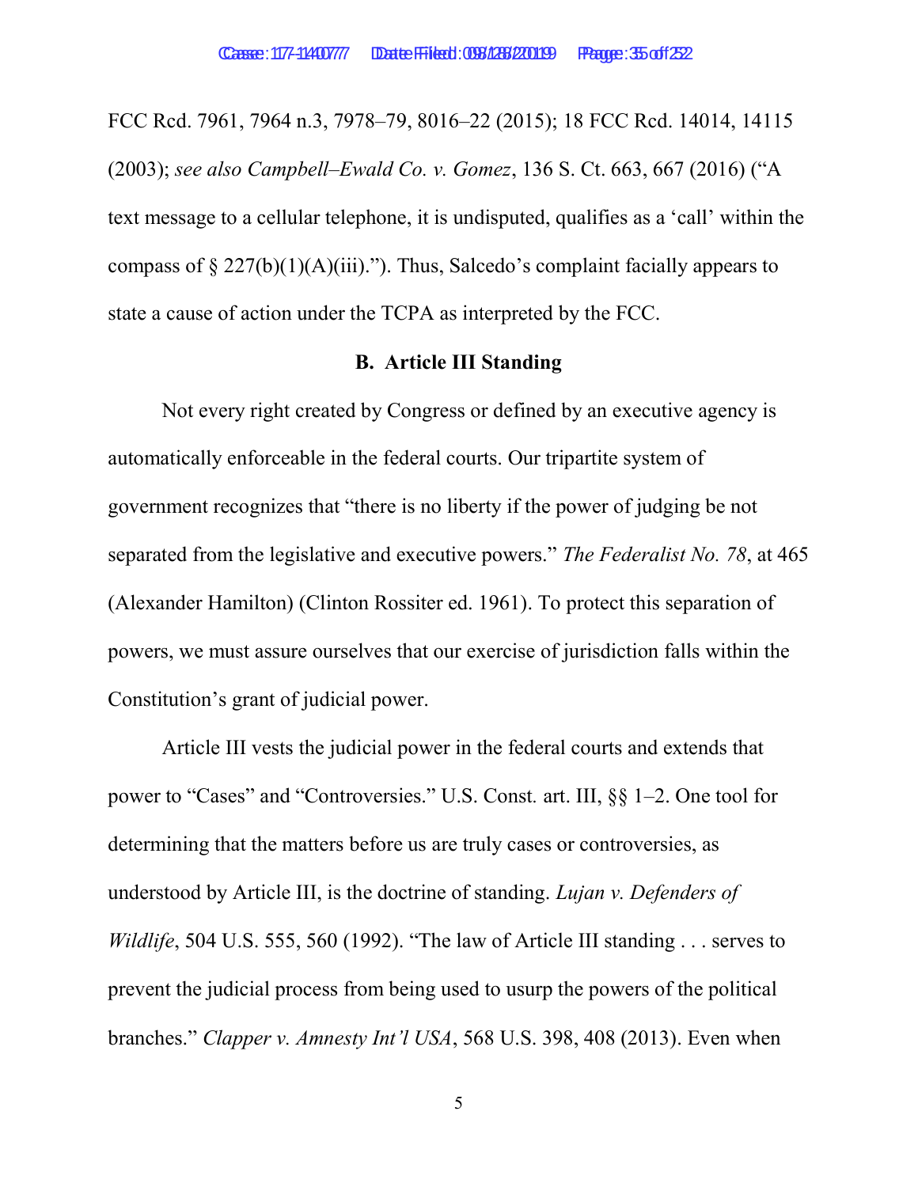FCC Rcd. 7961, 7964 n.3, 7978–79, 8016–22 (2015); 18 FCC Rcd. 14014, 14115 (2003); *see also Campbell–Ewald Co. v. Gomez*, 136 S. Ct. 663, 667 (2016) ("A text message to a cellular telephone, it is undisputed, qualifies as a 'call' within the compass of § 227(b)(1)(A)(iii)."). Thus, Salcedo's complaint facially appears to state a cause of action under the TCPA as interpreted by the FCC.

### B. Article III Standing

Not every right created by Congress or defined by an executive agency is automatically enforceable in the federal courts. Our tripartite system of government recognizes that "there is no liberty if the power of judging be not separated from the legislative and executive powers." *The Federalist No. 78*, at 465 (Alexander Hamilton) (Clinton Rossiter ed. 1961). To protect this separation of powers, we must assure ourselves that our exercise of jurisdiction falls within the Constitution's grant of judicial power.

Article III vests the judicial power in the federal courts and extends that power to "Cases" and "Controversies." U.S. Const. art. III, §§ 1–2. One tool for determining that the matters before us are truly cases or controversies, as understood by Article III, is the doctrine of standing. *Lujan v. Defenders of Wildlife*, 504 U.S. 555, 560 (1992). "The law of Article III standing . . . serves to prevent the judicial process from being used to usurp the powers of the political branches." *Clapper v. Amnesty Int'l USA*, 568 U.S. 398, 408 (2013). Even when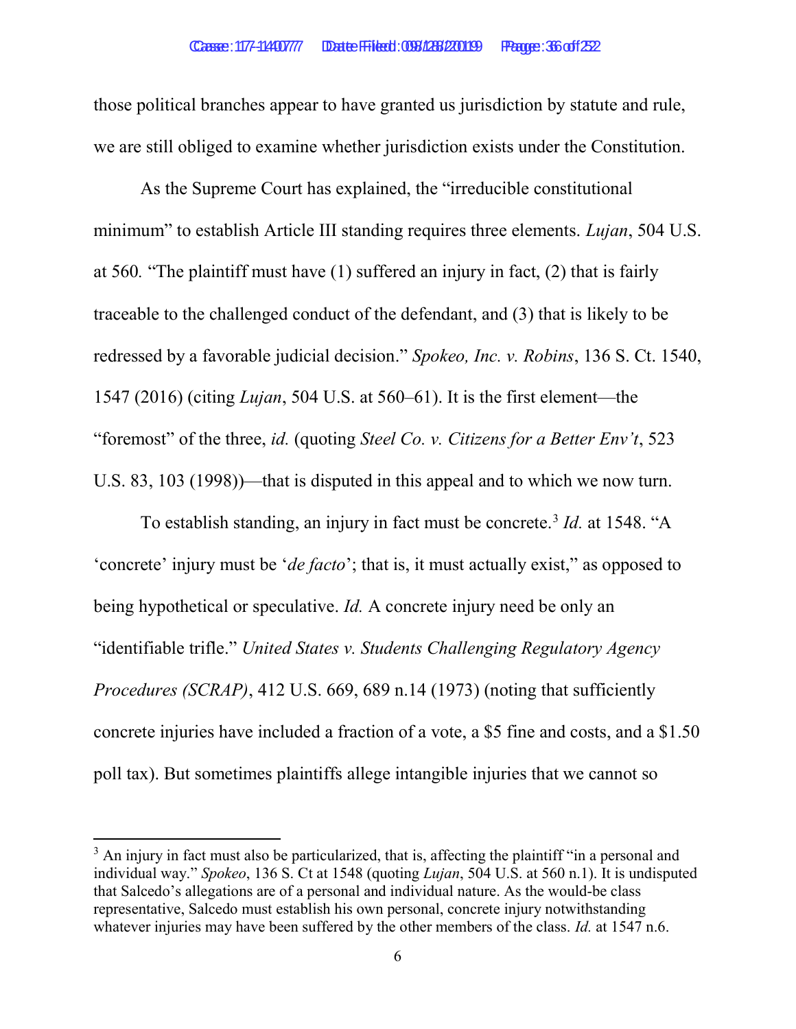those political branches appear to have granted us jurisdiction by statute and rule, we are still obliged to examine whether jurisdiction exists under the Constitution.

As the Supreme Court has explained, the "irreducible constitutional minimum" to establish Article III standing requires three elements. *Lujan*, 504 U.S. at 560. "The plaintiff must have (1) suffered an injury in fact, (2) that is fairly traceable to the challenged conduct of the defendant, and (3) that is likely to be redressed by a favorable judicial decision." *Spokeo, Inc. v. Robins*, 136 S. Ct. 1540, 1547 (2016) (citing *Lujan*, 504 U.S. at 560–61). It is the first element—the "foremost" of the three, *id.* (quoting *Steel Co. v. Citizens for a Better Env't*, 523 U.S. 83, 103 (1998))—that is disputed in this appeal and to which we now turn.

To establish standing, an injury in fact must be concrete.[3] *Id.* at 1548. "A 'concrete' injury must be '*de facto*'; that is, it must actually exist," as opposed to being hypothetical or speculative. *Id.* A concrete injury need be only an "identifiable trifle." *United States v. Students Challenging Regulatory Agency Procedures (SCRAP)*, 412 U.S. 669, 689 n.14 (1973) (noting that sufficiently concrete injuries have included a fraction of a vote, a $5 fine and costs, and a $1.50 poll tax). But sometimes plaintiffs allege intangible injuries that we cannot so

---

[3] An injury in fact must also be particularized, that is, affecting the plaintiff "in a personal and individual way." *Spokeo*, 136 S. Ct at 1548 (quoting *Lujan*, 504 U.S. at 560 n.1). It is undisputed that Salcedo's allegations are of a personal and individual nature. As the would-be class representative, Salcedo must establish his own personal, concrete injury notwithstanding whatever injuries may have been suffered by the other members of the class. *Id.* at 1547 n.6.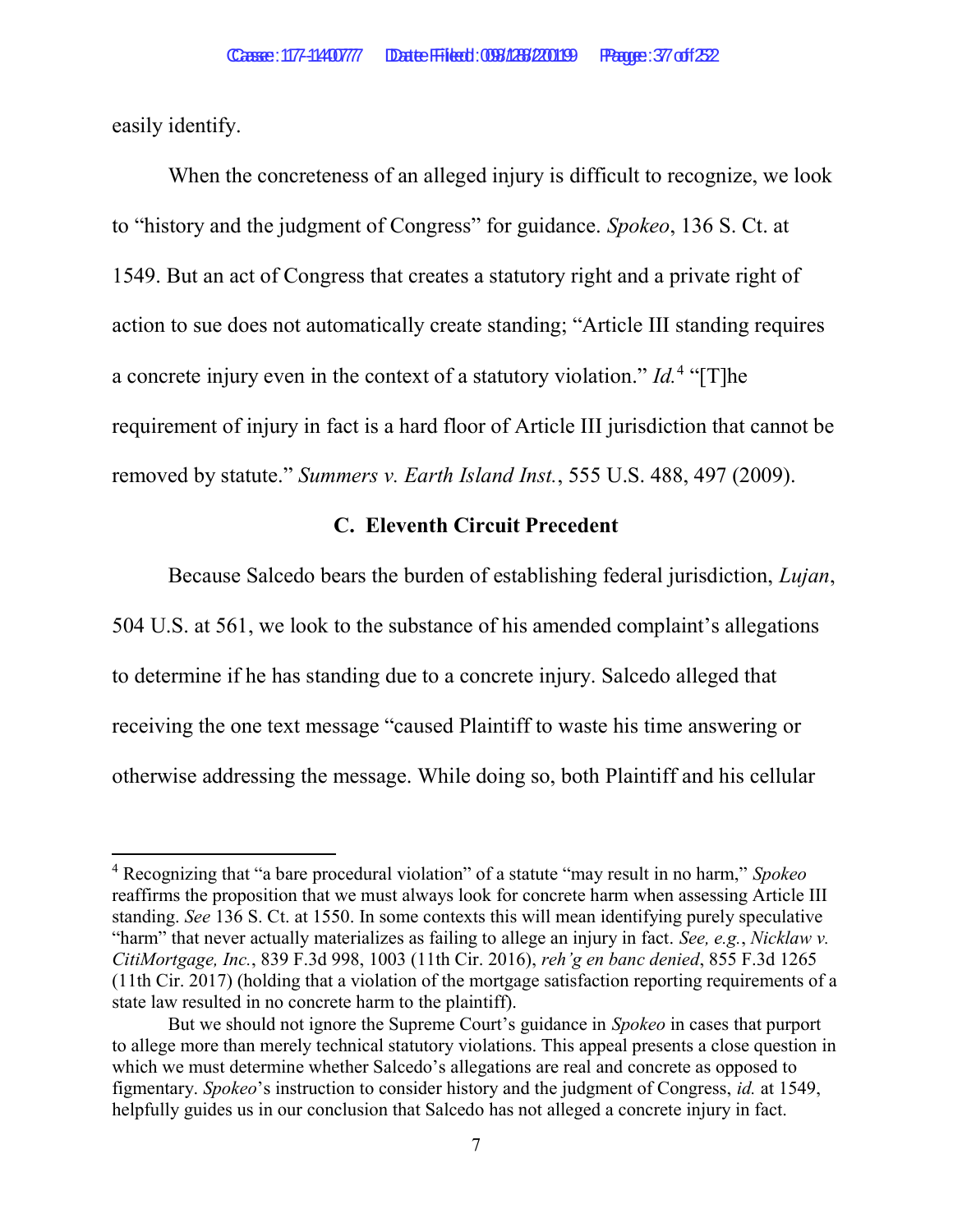easily identify.

When the concreteness of an alleged injury is difficult to recognize, we look to "history and the judgment of Congress" for guidance. *Spokeo*, 136 S. Ct. at 1549. But an act of Congress that creates a statutory right and a private right of action to sue does not automatically create standing; "Article III standing requires a concrete injury even in the context of a statutory violation." *Id.*[4] "[T]he requirement of injury in fact is a hard floor of Article III jurisdiction that cannot be removed by statute." *Summers v. Earth Island Inst.*, 555 U.S. 488, 497 (2009).

### C. Eleventh Circuit Precedent

Because Salcedo bears the burden of establishing federal jurisdiction, *Lujan*, 504 U.S. at 561, we look to the substance of his amended complaint's allegations to determine if he has standing due to a concrete injury. Salcedo alleged that receiving the one text message "caused Plaintiff to waste his time answering or otherwise addressing the message. While doing so, both Plaintiff and his cellular

---

[4] Recognizing that "a bare procedural violation" of a statute "may result in no harm," *Spokeo* reaffirms the proposition that we must always look for concrete harm when assessing Article III standing. *See* 136 S. Ct. at 1550. In some contexts this will mean identifying purely speculative "harm" that never actually materializes as failing to allege an injury in fact. *See, e.g.*, *Nicklaw v. CitiMortgage, Inc.*, 839 F.3d 998, 1003 (11th Cir. 2016), *reh'g en banc denied*, 855 F.3d 1265 (11th Cir. 2017) (holding that a violation of the mortgage satisfaction reporting requirements of a state law resulted in no concrete harm to the plaintiff).

But we should not ignore the Supreme Court's guidance in *Spokeo* in cases that purport to allege more than merely technical statutory violations. This appeal presents a close question in which we must determine whether Salcedo's allegations are real and concrete as opposed to figmentary. *Spokeo*'s instruction to consider history and the judgment of Congress, *id.* at 1549, helpfully guides us in our conclusion that Salcedo has not alleged a concrete injury in fact.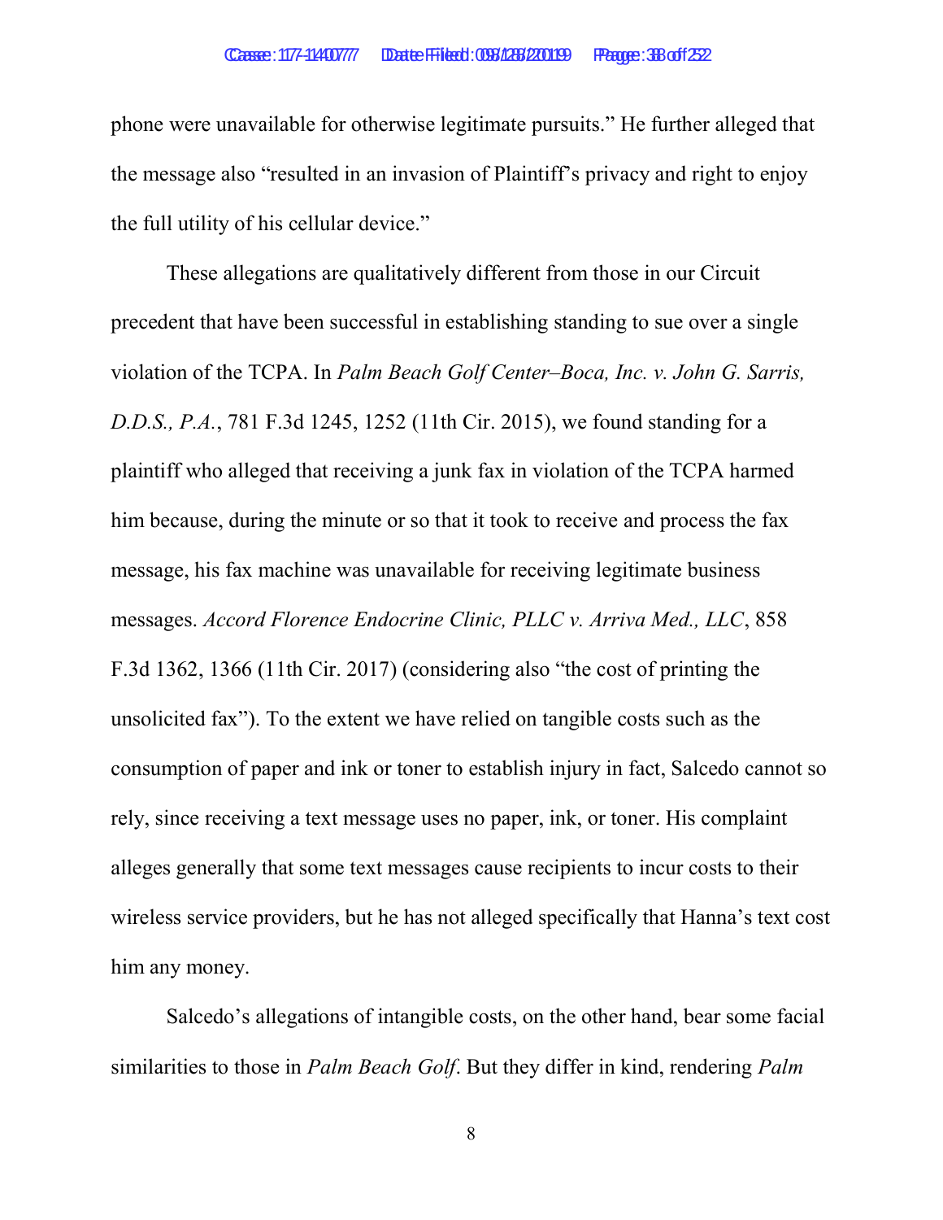phone were unavailable for otherwise legitimate pursuits." He further alleged that the message also "resulted in an invasion of Plaintiff's privacy and right to enjoy the full utility of his cellular device."

These allegations are qualitatively different from those in our Circuit precedent that have been successful in establishing standing to sue over a single violation of the TCPA. In *Palm Beach Golf Center–Boca, Inc. v. John G. Sarris, D.D.S., P.A.*, 781 F.3d 1245, 1252 (11th Cir. 2015), we found standing for a plaintiff who alleged that receiving a junk fax in violation of the TCPA harmed him because, during the minute or so that it took to receive and process the fax message, his fax machine was unavailable for receiving legitimate business messages. *Accord Florence Endocrine Clinic, PLLC v. Arriva Med., LLC*, 858 F.3d 1362, 1366 (11th Cir. 2017) (considering also "the cost of printing the unsolicited fax"). To the extent we have relied on tangible costs such as the consumption of paper and ink or toner to establish injury in fact, Salcedo cannot so rely, since receiving a text message uses no paper, ink, or toner. His complaint alleges generally that some text messages cause recipients to incur costs to their wireless service providers, but he has not alleged specifically that Hanna's text cost him any money.

Salcedo's allegations of intangible costs, on the other hand, bear some facial similarities to those in *Palm Beach Golf*. But they differ in kind, rendering *Palm*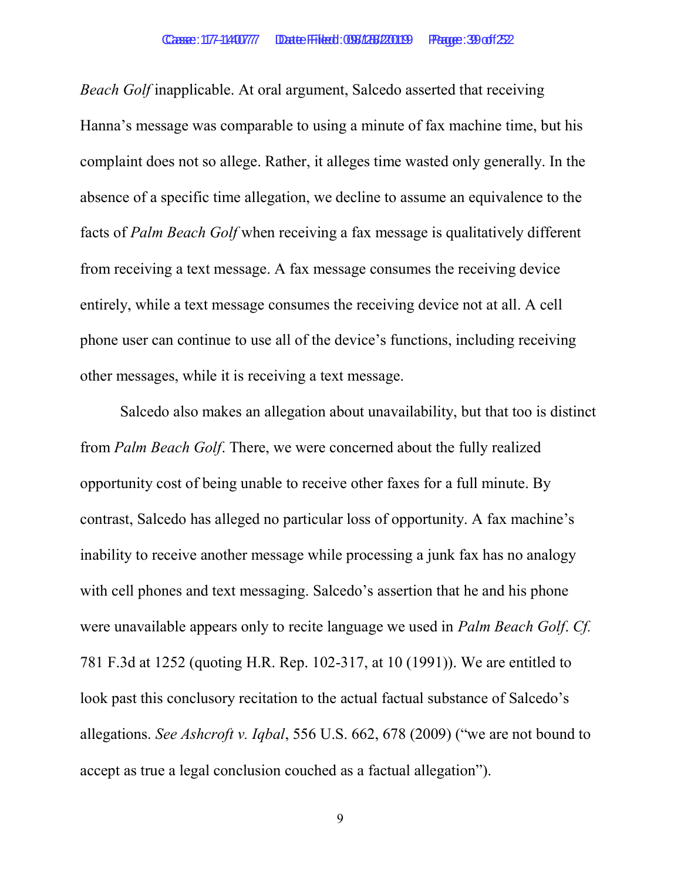*Beach Golf* inapplicable. At oral argument, Salcedo asserted that receiving Hanna's message was comparable to using a minute of fax machine time, but his complaint does not so allege. Rather, it alleges time wasted only generally. In the absence of a specific time allegation, we decline to assume an equivalence to the facts of *Palm Beach Golf* when receiving a fax message is qualitatively different from receiving a text message. A fax message consumes the receiving device entirely, while a text message consumes the receiving device not at all. A cell phone user can continue to use all of the device's functions, including receiving other messages, while it is receiving a text message.

Salcedo also makes an allegation about unavailability, but that too is distinct from *Palm Beach Golf*. There, we were concerned about the fully realized opportunity cost of being unable to receive other faxes for a full minute. By contrast, Salcedo has alleged no particular loss of opportunity. A fax machine's inability to receive another message while processing a junk fax has no analogy with cell phones and text messaging. Salcedo's assertion that he and his phone were unavailable appears only to recite language we used in *Palm Beach Golf*. *Cf.* 781 F.3d at 1252 (quoting H.R. Rep. 102-317, at 10 (1991)). We are entitled to look past this conclusory recitation to the actual factual substance of Salcedo's allegations. *See Ashcroft v. Iqbal*, 556 U.S. 662, 678 (2009) ("we are not bound to accept as true a legal conclusion couched as a factual allegation").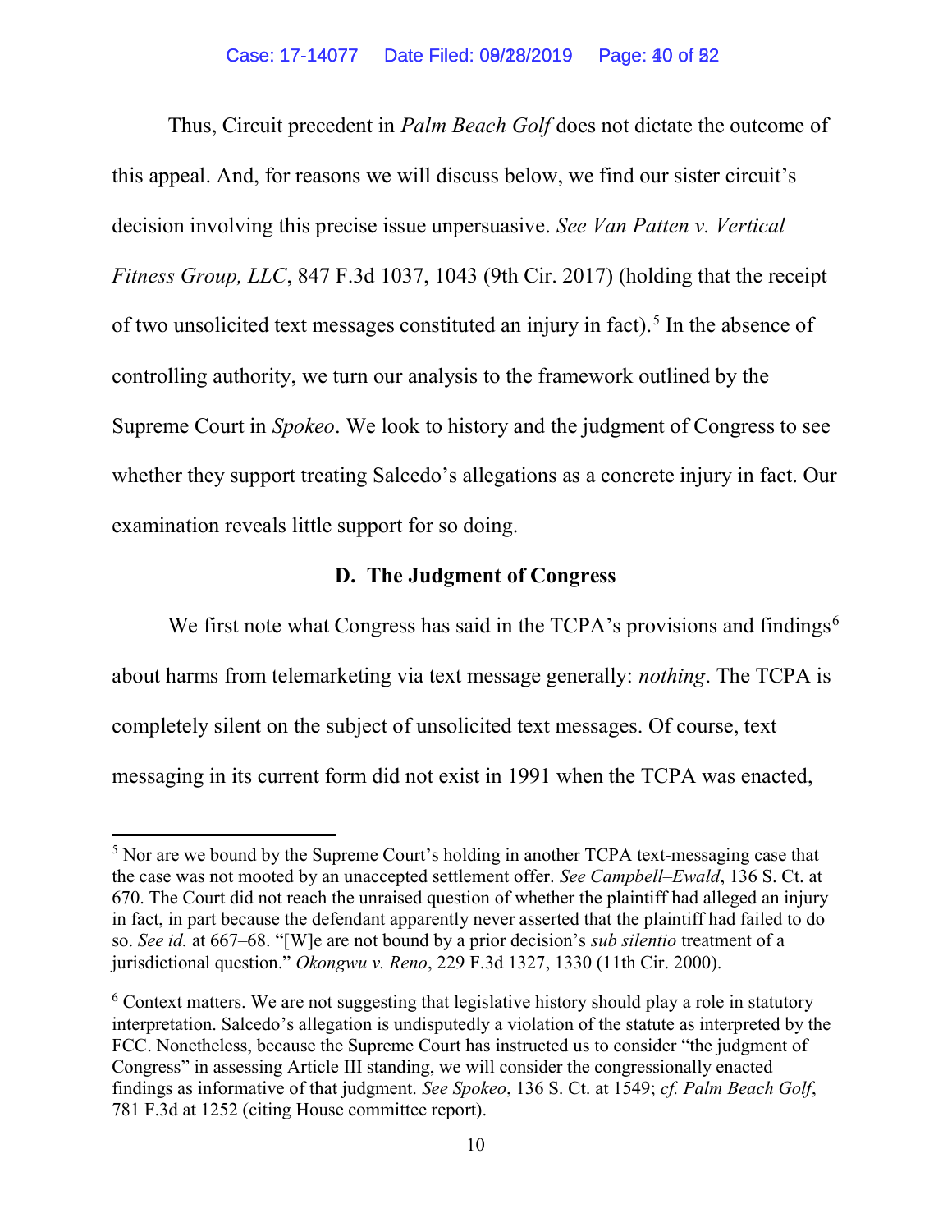Thus, Circuit precedent in *Palm Beach Golf* does not dictate the outcome of this appeal. And, for reasons we will discuss below, we find our sister circuit's decision involving this precise issue unpersuasive. *See Van Patten v. Vertical Fitness Group, LLC*, 847 F.3d 1037, 1043 (9th Cir. 2017) (holding that the receipt of two unsolicited text messages constituted an injury in fact).[5] In the absence of controlling authority, we turn our analysis to the framework outlined by the Supreme Court in *Spokeo*. We look to history and the judgment of Congress to see whether they support treating Salcedo's allegations as a concrete injury in fact. Our examination reveals little support for so doing.

### D. The Judgment of Congress

We first note what Congress has said in the TCPA's provisions and findings[6] about harms from telemarketing via text message generally: *nothing*. The TCPA is completely silent on the subject of unsolicited text messages. Of course, text messaging in its current form did not exist in 1991 when the TCPA was enacted,

---

[5] Nor are we bound by the Supreme Court's holding in another TCPA text-messaging case that the case was not mooted by an unaccepted settlement offer. *See Campbell–Ewald*, 136 S. Ct. at 670. The Court did not reach the unraised question of whether the plaintiff had alleged an injury in fact, in part because the defendant apparently never asserted that the plaintiff had failed to do so. *See id.* at 667–68. "[W]e are not bound by a prior decision's *sub silentio* treatment of a jurisdictional question." *Okongwu v. Reno*, 229 F.3d 1327, 1330 (11th Cir. 2000).

[6] Context matters. We are not suggesting that legislative history should play a role in statutory interpretation. Salcedo's allegation is undisputedly a violation of the statute as interpreted by the FCC. Nonetheless, because the Supreme Court has instructed us to consider "the judgment of Congress" in assessing Article III standing, we will consider the congressionally enacted findings as informative of that judgment. *See Spokeo*, 136 S. Ct. at 1549; *cf. Palm Beach Golf*, 781 F.3d at 1252 (citing House committee report).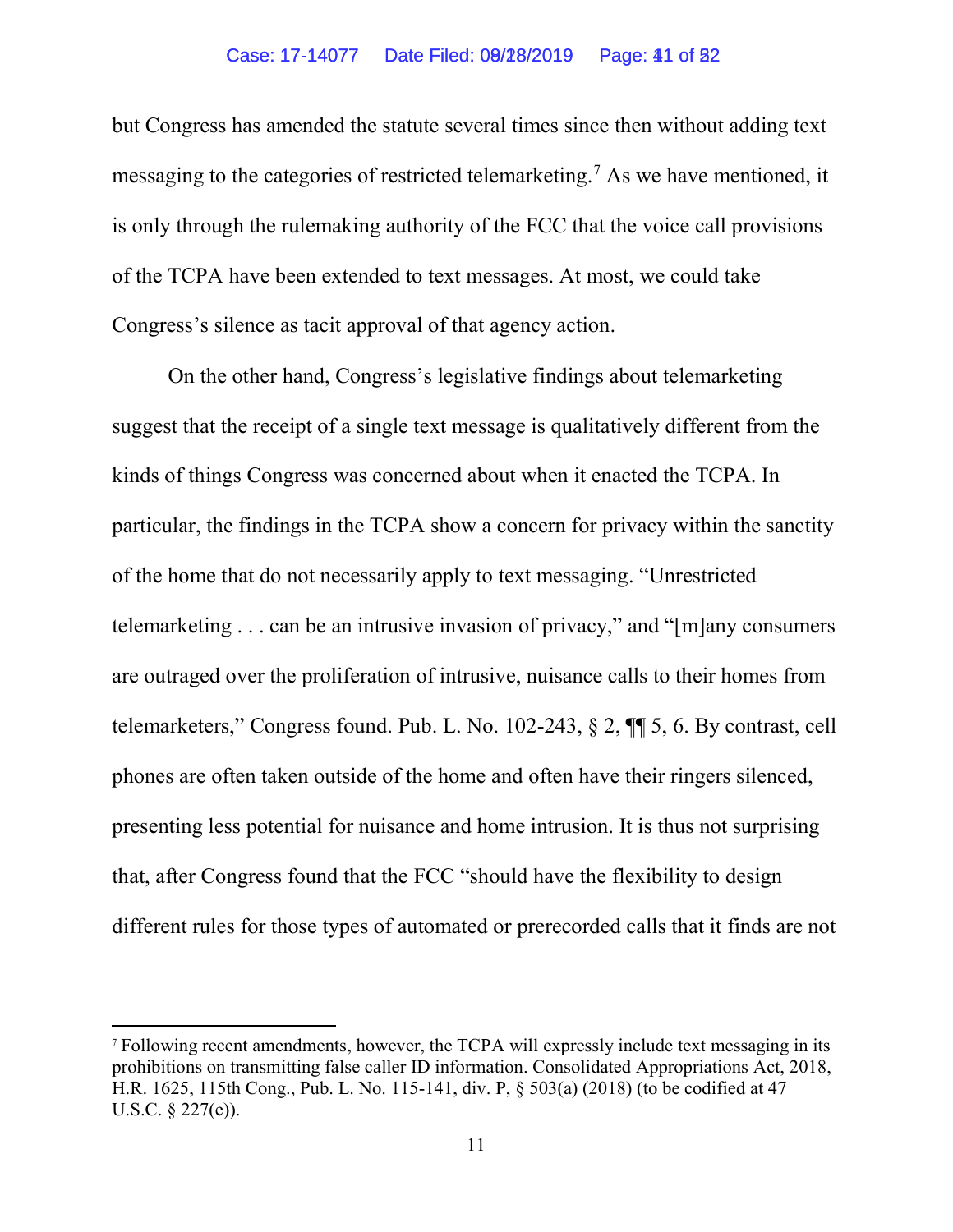but Congress has amended the statute several times since then without adding text messaging to the categories of restricted telemarketing.[7] As we have mentioned, it is only through the rulemaking authority of the FCC that the voice call provisions of the TCPA have been extended to text messages. At most, we could take Congress's silence as tacit approval of that agency action.

On the other hand, Congress's legislative findings about telemarketing suggest that the receipt of a single text message is qualitatively different from the kinds of things Congress was concerned about when it enacted the TCPA. In particular, the findings in the TCPA show a concern for privacy within the sanctity of the home that do not necessarily apply to text messaging. "Unrestricted telemarketing . . . can be an intrusive invasion of privacy," and "[m]any consumers are outraged over the proliferation of intrusive, nuisance calls to their homes from telemarketers," Congress found. Pub. L. No. 102-243, § 2, ¶¶ 5, 6. By contrast, cell phones are often taken outside of the home and often have their ringers silenced, presenting less potential for nuisance and home intrusion. It is thus not surprising that, after Congress found that the FCC "should have the flexibility to design different rules for those types of automated or prerecorded calls that it finds are not

---

[7] Following recent amendments, however, the TCPA will expressly include text messaging in its prohibitions on transmitting false caller ID information. Consolidated Appropriations Act, 2018, H.R. 1625, 115th Cong., Pub. L. No. 115-141, div. P, § 503(a) (2018) (to be codified at 47 U.S.C. § 227(e)).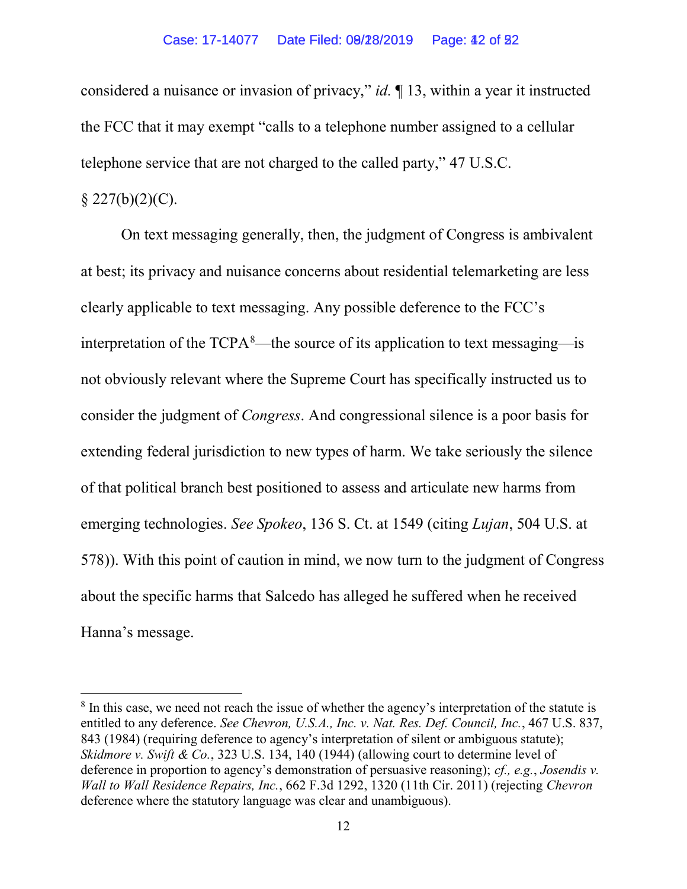considered a nuisance or invasion of privacy," *id.* ¶ 13, within a year it instructed the FCC that it may exempt "calls to a telephone number assigned to a cellular telephone service that are not charged to the called party," 47 U.S.C. § 227(b)(2)(C).

On text messaging generally, then, the judgment of Congress is ambivalent at best; its privacy and nuisance concerns about residential telemarketing are less clearly applicable to text messaging. Any possible deference to the FCC's interpretation of the TCPA[8]—the source of its application to text messaging—is not obviously relevant where the Supreme Court has specifically instructed us to consider the judgment of *Congress*. And congressional silence is a poor basis for extending federal jurisdiction to new types of harm. We take seriously the silence of that political branch best positioned to assess and articulate new harms from emerging technologies. *See Spokeo*, 136 S. Ct. at 1549 (citing *Lujan*, 504 U.S. at 578)). With this point of caution in mind, we now turn to the judgment of Congress about the specific harms that Salcedo has alleged he suffered when he received Hanna's message.

---

[8] In this case, we need not reach the issue of whether the agency's interpretation of the statute is entitled to any deference. *See Chevron, U.S.A., Inc. v. Nat. Res. Def. Council, Inc.*, 467 U.S. 837, 843 (1984) (requiring deference to agency's interpretation of silent or ambiguous statute); *Skidmore v. Swift & Co.*, 323 U.S. 134, 140 (1944) (allowing court to determine level of deference in proportion to agency's demonstration of persuasive reasoning); *cf., e.g.*, *Josendis v. Wall to Wall Residence Repairs, Inc.*, 662 F.3d 1292, 1320 (11th Cir. 2011) (rejecting *Chevron* deference where the statutory language was clear and unambiguous).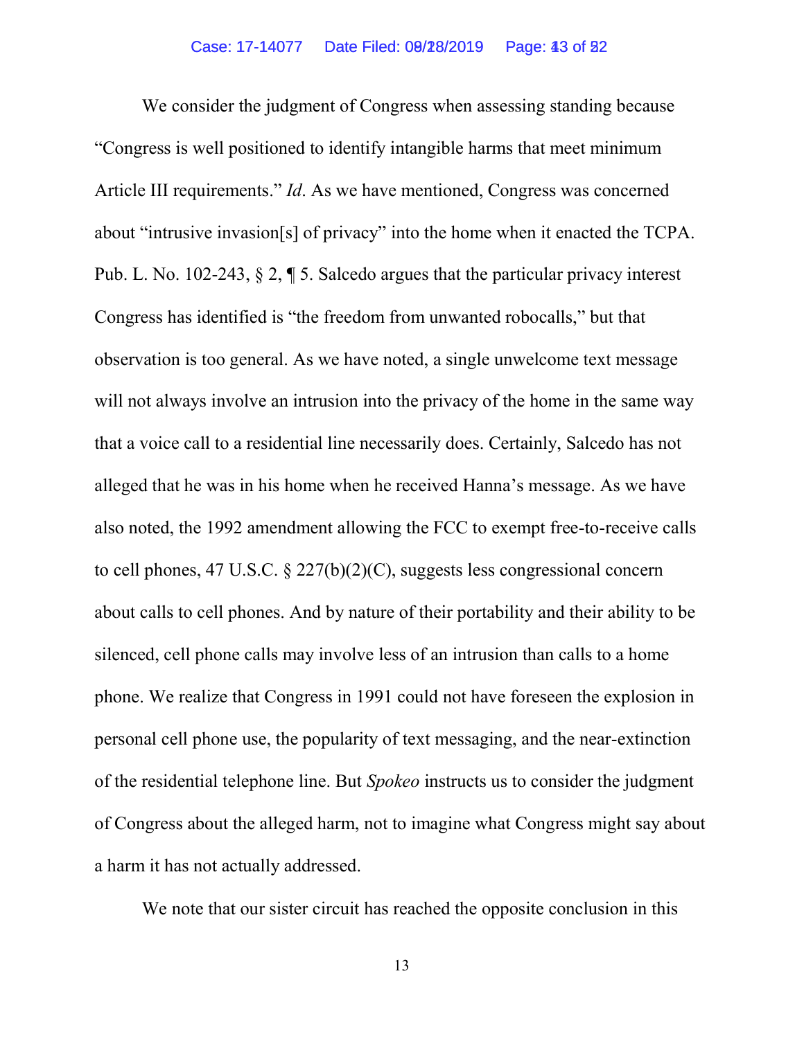We consider the judgment of Congress when assessing standing because "Congress is well positioned to identify intangible harms that meet minimum Article III requirements." *Id*. As we have mentioned, Congress was concerned about "intrusive invasion[s] of privacy" into the home when it enacted the TCPA. Pub. L. No. 102-243, § 2, ¶ 5. Salcedo argues that the particular privacy interest Congress has identified is "the freedom from unwanted robocalls," but that observation is too general. As we have noted, a single unwelcome text message will not always involve an intrusion into the privacy of the home in the same way that a voice call to a residential line necessarily does. Certainly, Salcedo has not alleged that he was in his home when he received Hanna's message. As we have also noted, the 1992 amendment allowing the FCC to exempt free-to-receive calls to cell phones, 47 U.S.C. § 227(b)(2)(C), suggests less congressional concern about calls to cell phones. And by nature of their portability and their ability to be silenced, cell phone calls may involve less of an intrusion than calls to a home phone. We realize that Congress in 1991 could not have foreseen the explosion in personal cell phone use, the popularity of text messaging, and the near-extinction of the residential telephone line. But *Spokeo* instructs us to consider the judgment of Congress about the alleged harm, not to imagine what Congress might say about a harm it has not actually addressed.

We note that our sister circuit has reached the opposite conclusion in this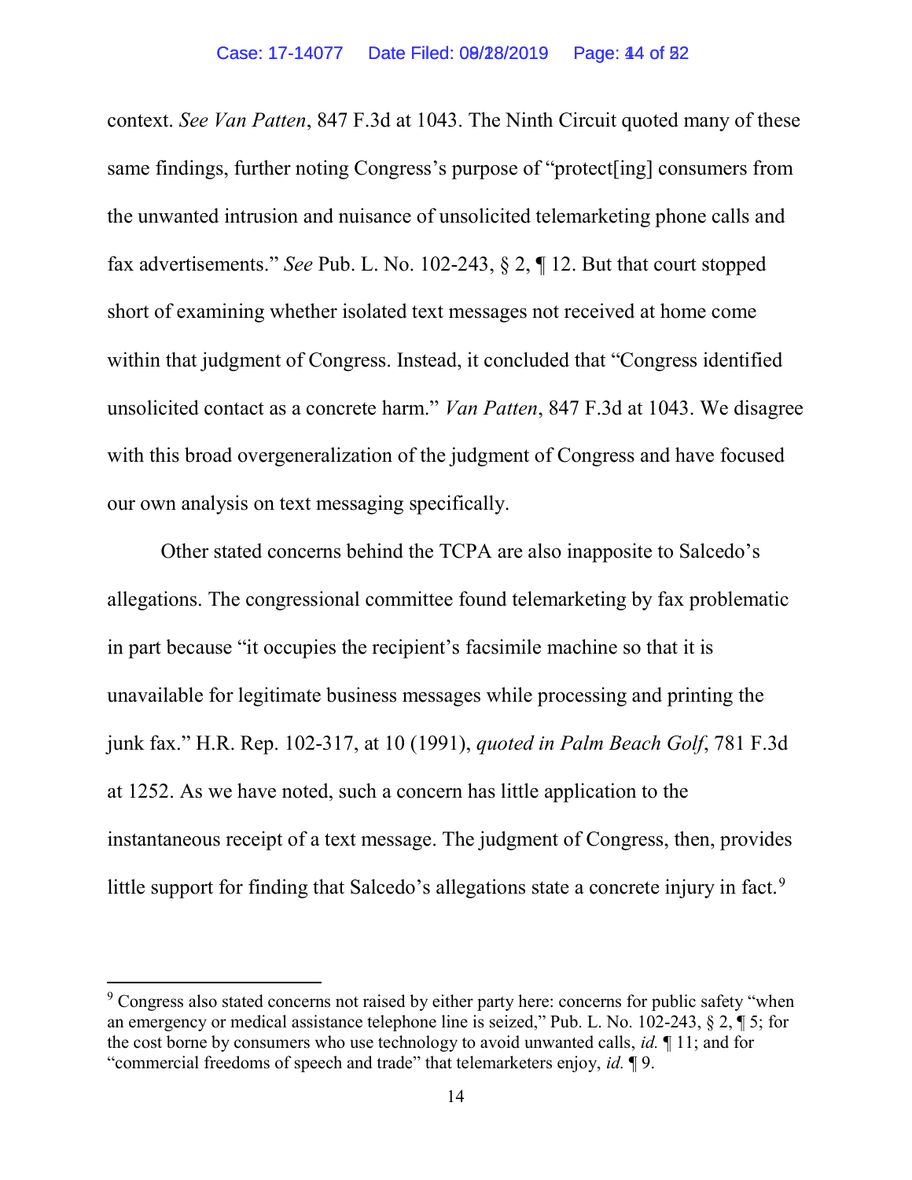context. *See Van Patten*, 847 F.3d at 1043. The Ninth Circuit quoted many of these same findings, further noting Congress's purpose of "protect[ing] consumers from the unwanted intrusion and nuisance of unsolicited telemarketing phone calls and fax advertisements." *See* Pub. L. No. 102-243, § 2, ¶ 12. But that court stopped short of examining whether isolated text messages not received at home come within that judgment of Congress. Instead, it concluded that "Congress identified unsolicited contact as a concrete harm." *Van Patten*, 847 F.3d at 1043. We disagree with this broad overgeneralization of the judgment of Congress and have focused our own analysis on text messaging specifically.

Other stated concerns behind the TCPA are also inapposite to Salcedo's allegations. The congressional committee found telemarketing by fax problematic in part because "it occupies the recipient's facsimile machine so that it is unavailable for legitimate business messages while processing and printing the junk fax." H.R. Rep. 102-317, at 10 (1991), *quoted in Palm Beach Golf*, 781 F.3d at 1252. As we have noted, such a concern has little application to the instantaneous receipt of a text message. The judgment of Congress, then, provides little support for finding that Salcedo's allegations state a concrete injury in fact.[9]

---

[9] Congress also stated concerns not raised by either party here: concerns for public safety "when an emergency or medical assistance telephone line is seized," Pub. L. No. 102-243, § 2, ¶ 5; for the cost borne by consumers who use technology to avoid unwanted calls, *id.* ¶ 11; and for "commercial freedoms of speech and trade" that telemarketers enjoy, *id.* ¶ 9.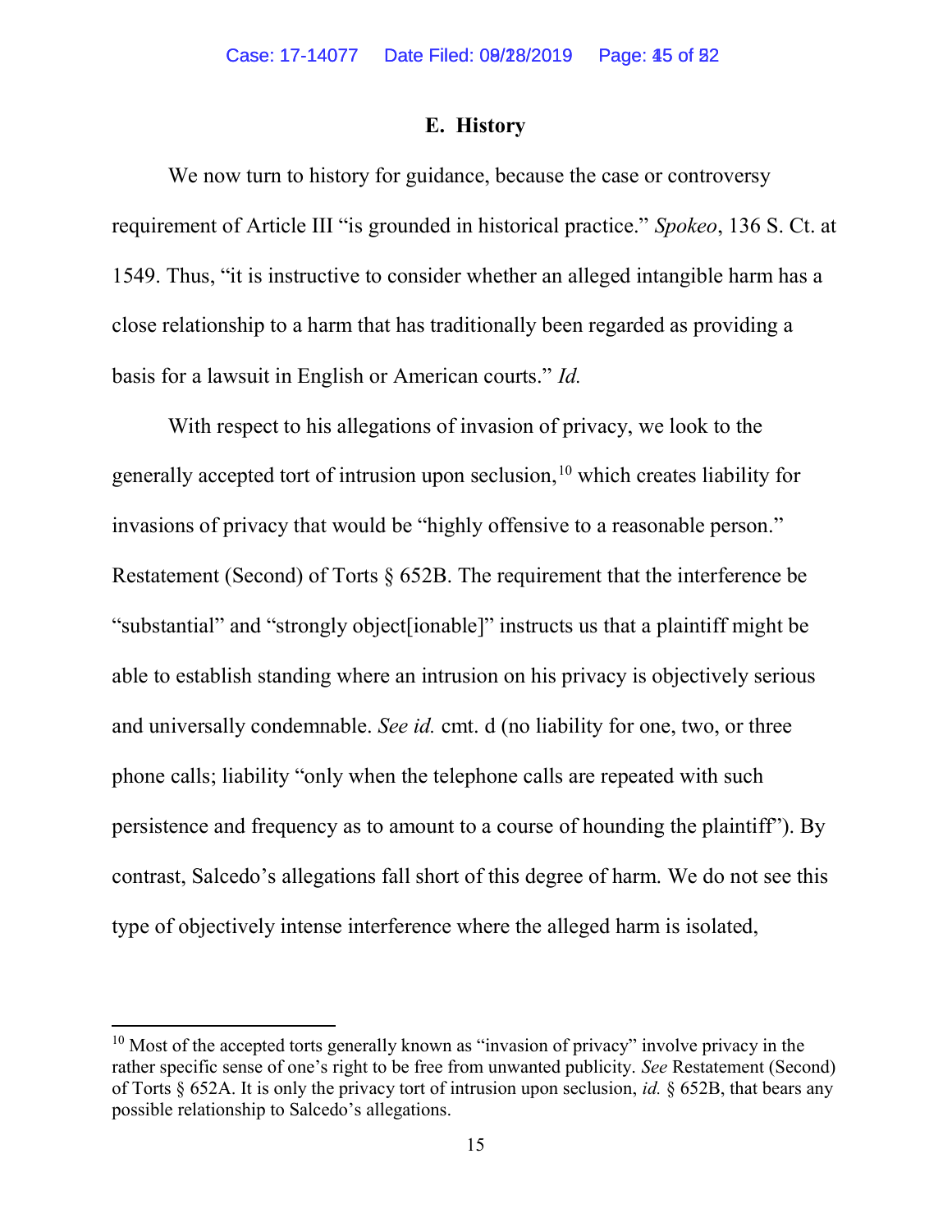### E. History

We now turn to history for guidance, because the case or controversy requirement of Article III "is grounded in historical practice." *Spokeo*, 136 S. Ct. at 1549. Thus, "it is instructive to consider whether an alleged intangible harm has a close relationship to a harm that has traditionally been regarded as providing a basis for a lawsuit in English or American courts." *Id.*

With respect to his allegations of invasion of privacy, we look to the generally accepted tort of intrusion upon seclusion,[10] which creates liability for invasions of privacy that would be "highly offensive to a reasonable person." Restatement (Second) of Torts § 652B. The requirement that the interference be "substantial" and "strongly object[ionable]" instructs us that a plaintiff might be able to establish standing where an intrusion on his privacy is objectively serious and universally condemnable. *See id.* cmt. d (no liability for one, two, or three phone calls; liability "only when the telephone calls are repeated with such persistence and frequency as to amount to a course of hounding the plaintiff"). By contrast, Salcedo's allegations fall short of this degree of harm. We do not see this type of objectively intense interference where the alleged harm is isolated,

---

[10] Most of the accepted torts generally known as "invasion of privacy" involve privacy in the rather specific sense of one's right to be free from unwanted publicity. *See* Restatement (Second) of Torts § 652A. It is only the privacy tort of intrusion upon seclusion, *id.* § 652B, that bears any possible relationship to Salcedo's allegations.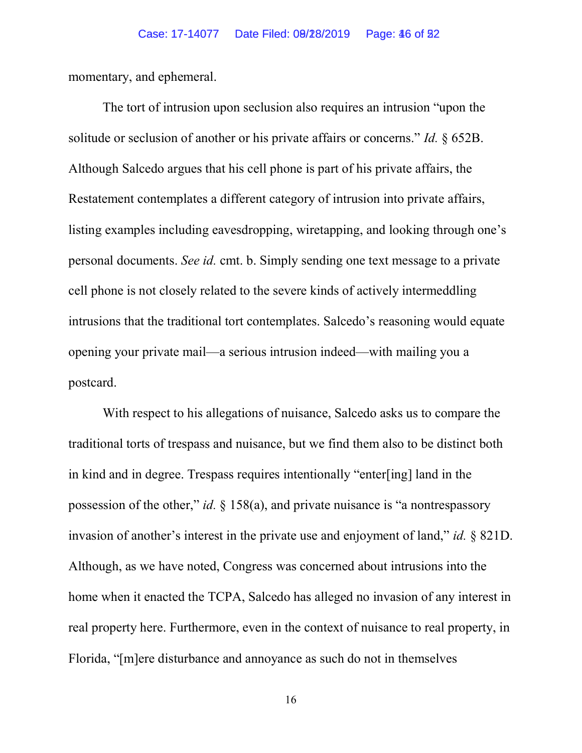momentary, and ephemeral.

The tort of intrusion upon seclusion also requires an intrusion "upon the solitude or seclusion of another or his private affairs or concerns." *Id.* § 652B. Although Salcedo argues that his cell phone is part of his private affairs, the Restatement contemplates a different category of intrusion into private affairs, listing examples including eavesdropping, wiretapping, and looking through one's personal documents. *See id.* cmt. b. Simply sending one text message to a private cell phone is not closely related to the severe kinds of actively intermeddling intrusions that the traditional tort contemplates. Salcedo's reasoning would equate opening your private mail—a serious intrusion indeed—with mailing you a postcard.

With respect to his allegations of nuisance, Salcedo asks us to compare the traditional torts of trespass and nuisance, but we find them also to be distinct both in kind and in degree. Trespass requires intentionally "enter[ing] land in the possession of the other," *id.* § 158(a), and private nuisance is "a nontrespassory invasion of another's interest in the private use and enjoyment of land," *id.* § 821D. Although, as we have noted, Congress was concerned about intrusions into the home when it enacted the TCPA, Salcedo has alleged no invasion of any interest in real property here. Furthermore, even in the context of nuisance to real property, in Florida, "[m]ere disturbance and annoyance as such do not in themselves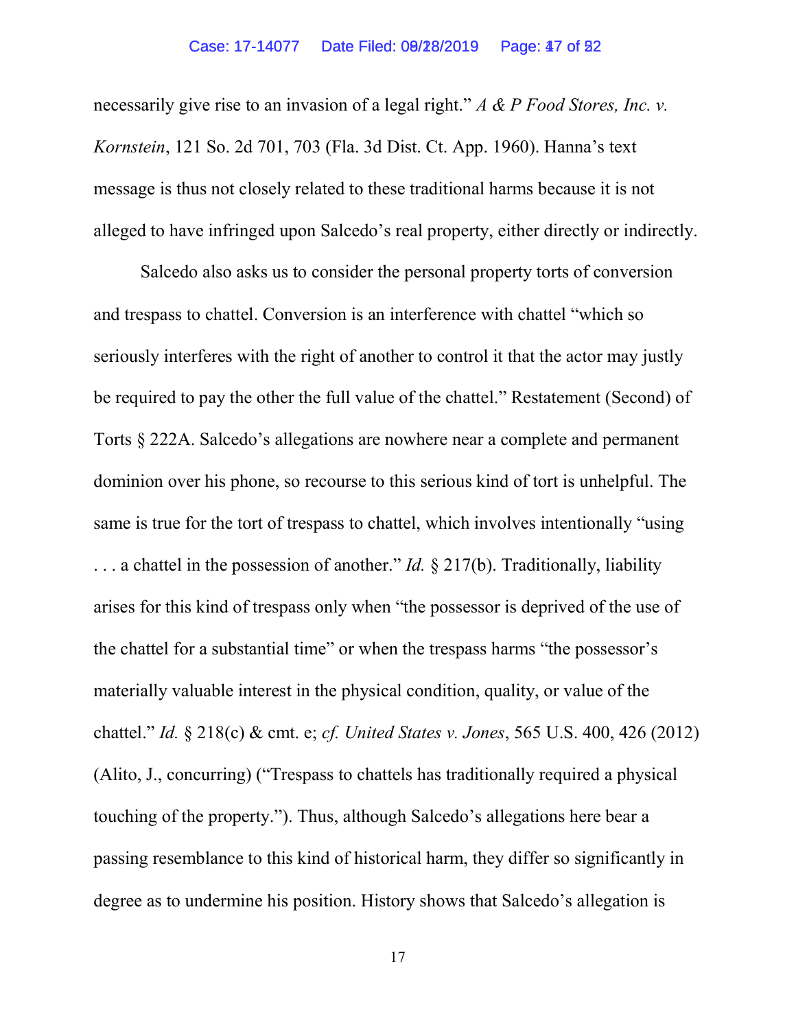necessarily give rise to an invasion of a legal right." *A & P Food Stores, Inc. v. Kornstein*, 121 So. 2d 701, 703 (Fla. 3d Dist. Ct. App. 1960). Hanna's text message is thus not closely related to these traditional harms because it is not alleged to have infringed upon Salcedo's real property, either directly or indirectly.

Salcedo also asks us to consider the personal property torts of conversion and trespass to chattel. Conversion is an interference with chattel "which so seriously interferes with the right of another to control it that the actor may justly be required to pay the other the full value of the chattel." Restatement (Second) of Torts § 222A. Salcedo's allegations are nowhere near a complete and permanent dominion over his phone, so recourse to this serious kind of tort is unhelpful. The same is true for the tort of trespass to chattel, which involves intentionally "using . . . a chattel in the possession of another." *Id.* § 217(b). Traditionally, liability arises for this kind of trespass only when "the possessor is deprived of the use of the chattel for a substantial time" or when the trespass harms "the possessor's materially valuable interest in the physical condition, quality, or value of the chattel." *Id.* § 218(c) & cmt. e; *cf. United States v. Jones*, 565 U.S. 400, 426 (2012) (Alito, J., concurring) ("Trespass to chattels has traditionally required a physical touching of the property."). Thus, although Salcedo's allegations here bear a passing resemblance to this kind of historical harm, they differ so significantly in degree as to undermine his position. History shows that Salcedo's allegation is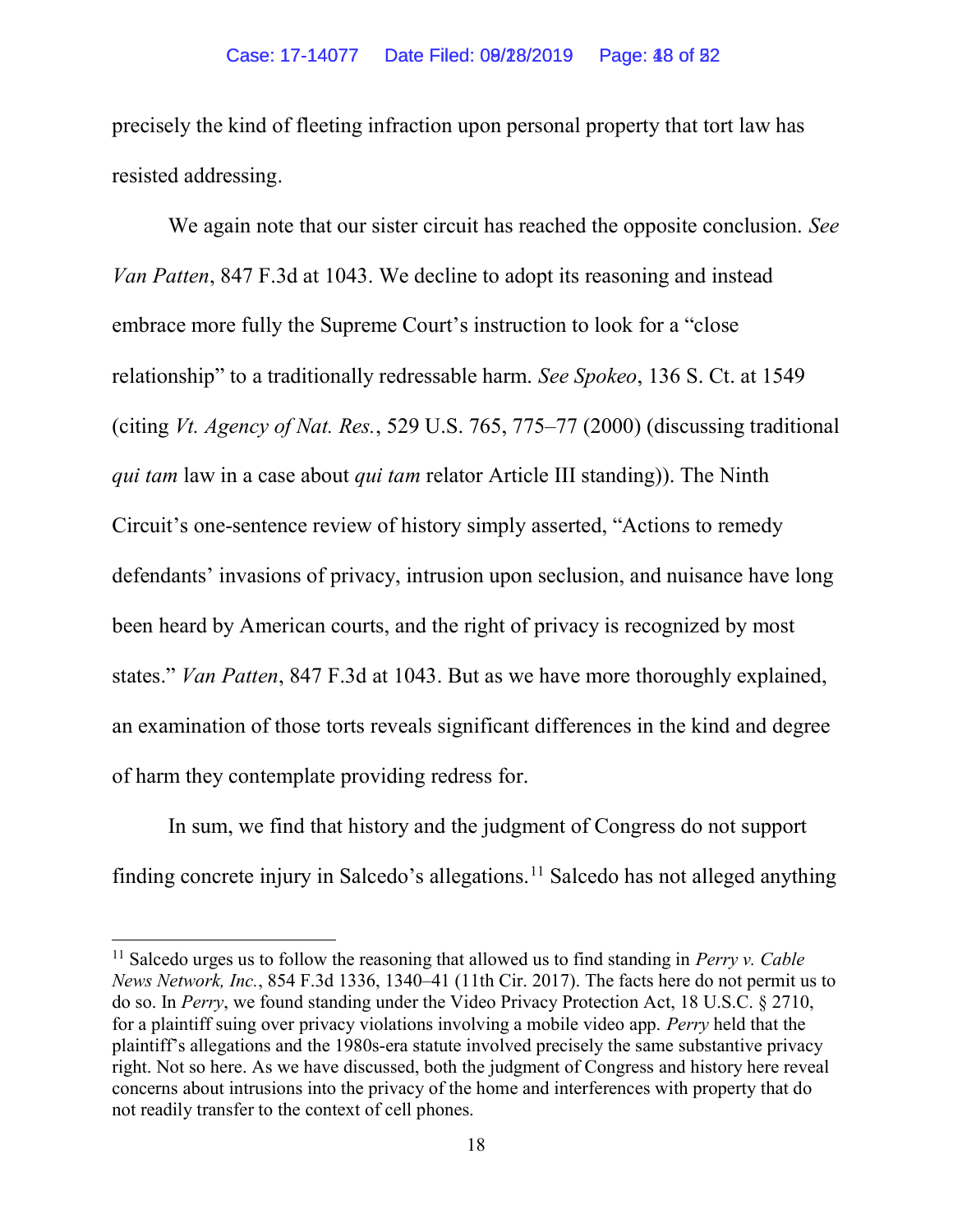precisely the kind of fleeting infraction upon personal property that tort law has resisted addressing.

We again note that our sister circuit has reached the opposite conclusion. *See Van Patten*, 847 F.3d at 1043. We decline to adopt its reasoning and instead embrace more fully the Supreme Court's instruction to look for a "close relationship" to a traditionally redressable harm. *See Spokeo*, 136 S. Ct. at 1549 (citing *Vt. Agency of Nat. Res.*, 529 U.S. 765, 775–77 (2000) (discussing traditional *qui tam* law in a case about *qui tam* relator Article III standing)). The Ninth Circuit's one-sentence review of history simply asserted, "Actions to remedy defendants' invasions of privacy, intrusion upon seclusion, and nuisance have long been heard by American courts, and the right of privacy is recognized by most states." *Van Patten*, 847 F.3d at 1043. But as we have more thoroughly explained, an examination of those torts reveals significant differences in the kind and degree of harm they contemplate providing redress for.

In sum, we find that history and the judgment of Congress do not support finding concrete injury in Salcedo's allegations.[11] Salcedo has not alleged anything

---

[11] Salcedo urges us to follow the reasoning that allowed us to find standing in *Perry v. Cable News Network, Inc.*, 854 F.3d 1336, 1340–41 (11th Cir. 2017). The facts here do not permit us to do so. In *Perry*, we found standing under the Video Privacy Protection Act, 18 U.S.C. § 2710, for a plaintiff suing over privacy violations involving a mobile video app. *Perry* held that the plaintiff's allegations and the 1980s-era statute involved precisely the same substantive privacy right. Not so here. As we have discussed, both the judgment of Congress and history here reveal concerns about intrusions into the privacy of the home and interferences with property that do not readily transfer to the context of cell phones.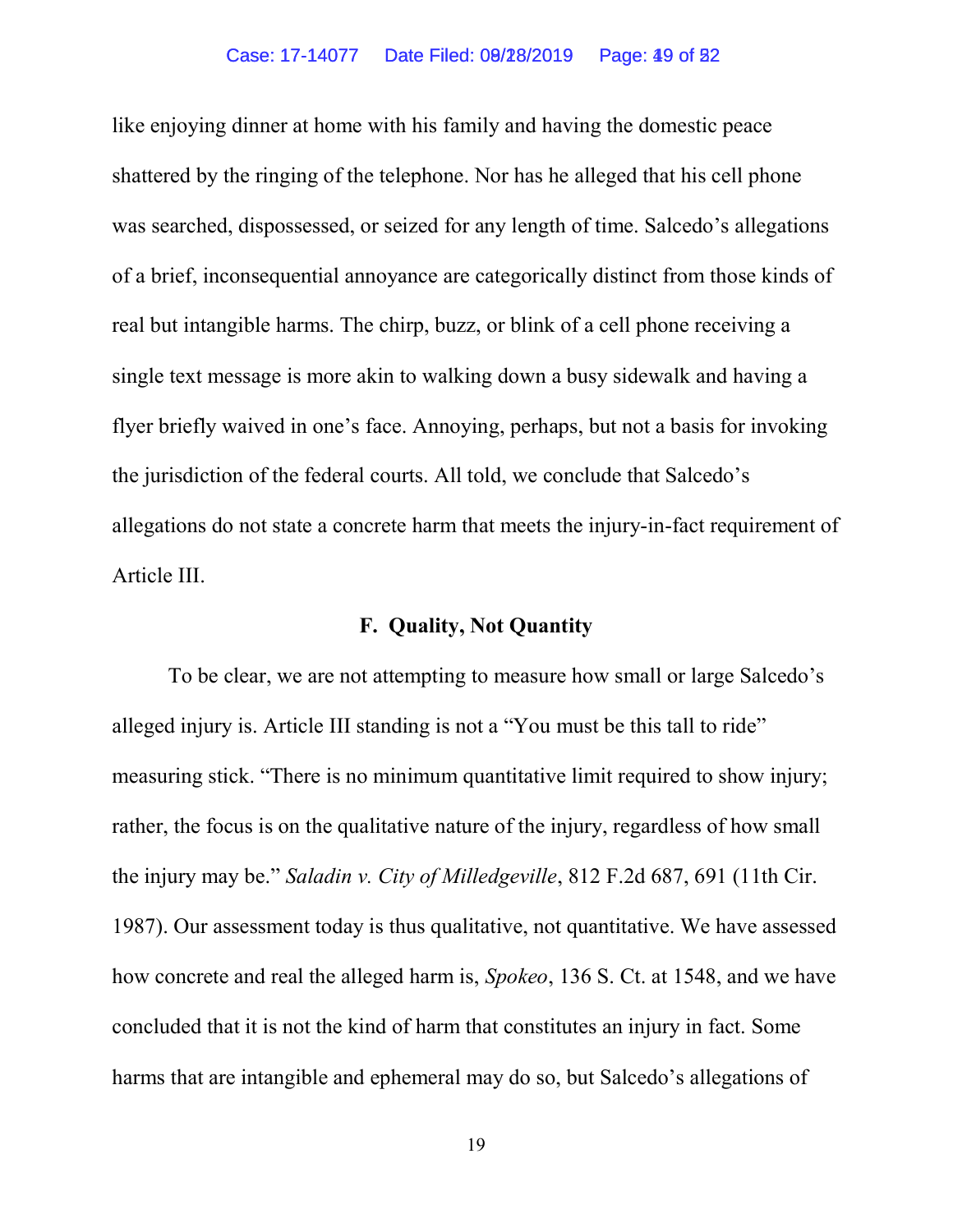like enjoying dinner at home with his family and having the domestic peace shattered by the ringing of the telephone. Nor has he alleged that his cell phone was searched, dispossessed, or seized for any length of time. Salcedo's allegations of a brief, inconsequential annoyance are categorically distinct from those kinds of real but intangible harms. The chirp, buzz, or blink of a cell phone receiving a single text message is more akin to walking down a busy sidewalk and having a flyer briefly waived in one's face. Annoying, perhaps, but not a basis for invoking the jurisdiction of the federal courts. All told, we conclude that Salcedo's allegations do not state a concrete harm that meets the injury-in-fact requirement of Article III.

### F. Quality, Not Quantity

To be clear, we are not attempting to measure how small or large Salcedo's alleged injury is. Article III standing is not a "You must be this tall to ride" measuring stick. "There is no minimum quantitative limit required to show injury; rather, the focus is on the qualitative nature of the injury, regardless of how small the injury may be." *Saladin v. City of Milledgeville*, 812 F.2d 687, 691 (11th Cir. 1987). Our assessment today is thus qualitative, not quantitative. We have assessed how concrete and real the alleged harm is, *Spokeo*, 136 S. Ct. at 1548, and we have concluded that it is not the kind of harm that constitutes an injury in fact. Some harms that are intangible and ephemeral may do so, but Salcedo's allegations of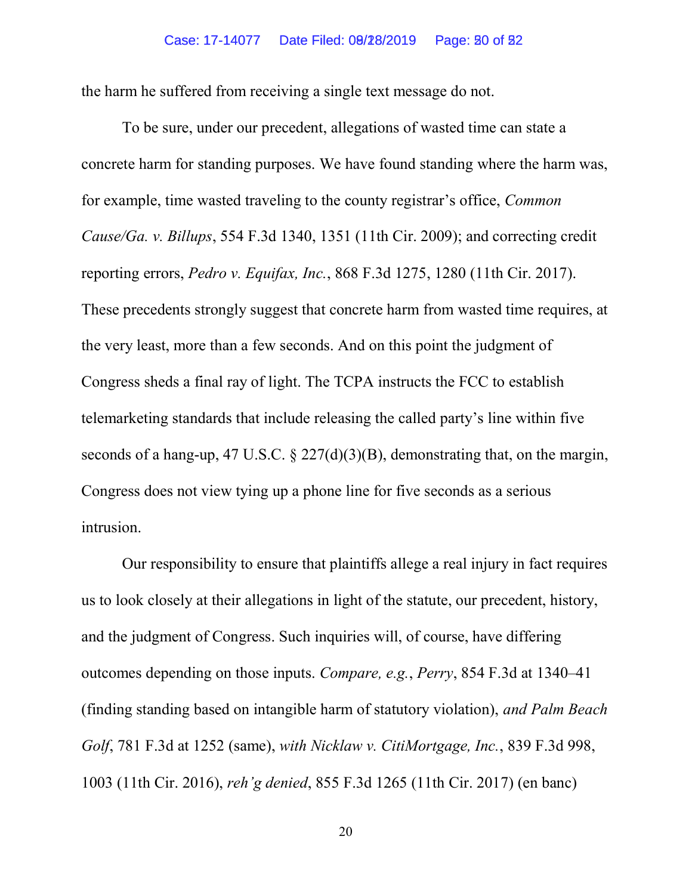the harm he suffered from receiving a single text message do not.

To be sure, under our precedent, allegations of wasted time can state a concrete harm for standing purposes. We have found standing where the harm was, for example, time wasted traveling to the county registrar's office, *Common Cause/Ga. v. Billups*, 554 F.3d 1340, 1351 (11th Cir. 2009); and correcting credit reporting errors, *Pedro v. Equifax, Inc.*, 868 F.3d 1275, 1280 (11th Cir. 2017). These precedents strongly suggest that concrete harm from wasted time requires, at the very least, more than a few seconds. And on this point the judgment of Congress sheds a final ray of light. The TCPA instructs the FCC to establish telemarketing standards that include releasing the called party's line within five seconds of a hang-up, 47 U.S.C. § 227(d)(3)(B), demonstrating that, on the margin, Congress does not view tying up a phone line for five seconds as a serious intrusion.

Our responsibility to ensure that plaintiffs allege a real injury in fact requires us to look closely at their allegations in light of the statute, our precedent, history, and the judgment of Congress. Such inquiries will, of course, have differing outcomes depending on those inputs. *Compare, e.g.*, *Perry*, 854 F.3d at 1340–41 (finding standing based on intangible harm of statutory violation), *and Palm Beach Golf*, 781 F.3d at 1252 (same), *with Nicklaw v. CitiMortgage, Inc.*, 839 F.3d 998, 1003 (11th Cir. 2016), *reh'g denied*, 855 F.3d 1265 (11th Cir. 2017) (en banc)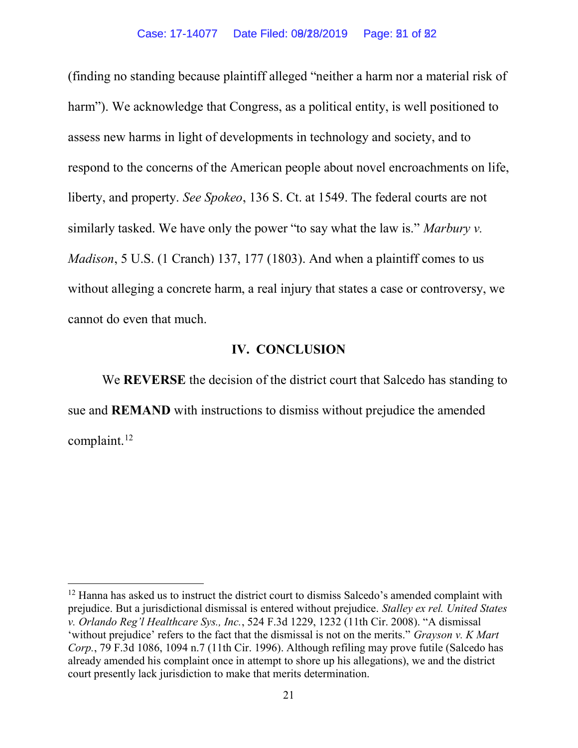(finding no standing because plaintiff alleged "neither a harm nor a material risk of harm"). We acknowledge that Congress, as a political entity, is well positioned to assess new harms in light of developments in technology and society, and to respond to the concerns of the American people about novel encroachments on life, liberty, and property. *See Spokeo*, 136 S. Ct. at 1549. The federal courts are not similarly tasked. We have only the power "to say what the law is." *Marbury v. Madison*, 5 U.S. (1 Cranch) 137, 177 (1803). And when a plaintiff comes to us without alleging a concrete harm, a real injury that states a case or controversy, we cannot do even that much.

## IV. CONCLUSION

We **REVERSE** the decision of the district court that Salcedo has standing to sue and **REMAND** with instructions to dismiss without prejudice the amended complaint.[12]

---

[12] Hanna has asked us to instruct the district court to dismiss Salcedo's amended complaint with prejudice. But a jurisdictional dismissal is entered without prejudice. *Stalley ex rel. United States v. Orlando Reg'l Healthcare Sys., Inc.*, 524 F.3d 1229, 1232 (11th Cir. 2008). "A dismissal 'without prejudice' refers to the fact that the dismissal is not on the merits." *Grayson v. K Mart Corp.*, 79 F.3d 1086, 1094 n.7 (11th Cir. 1996). Although refiling may prove futile (Salcedo has already amended his complaint once in attempt to shore up his allegations), we and the district court presently lack jurisdiction to make that merits determination.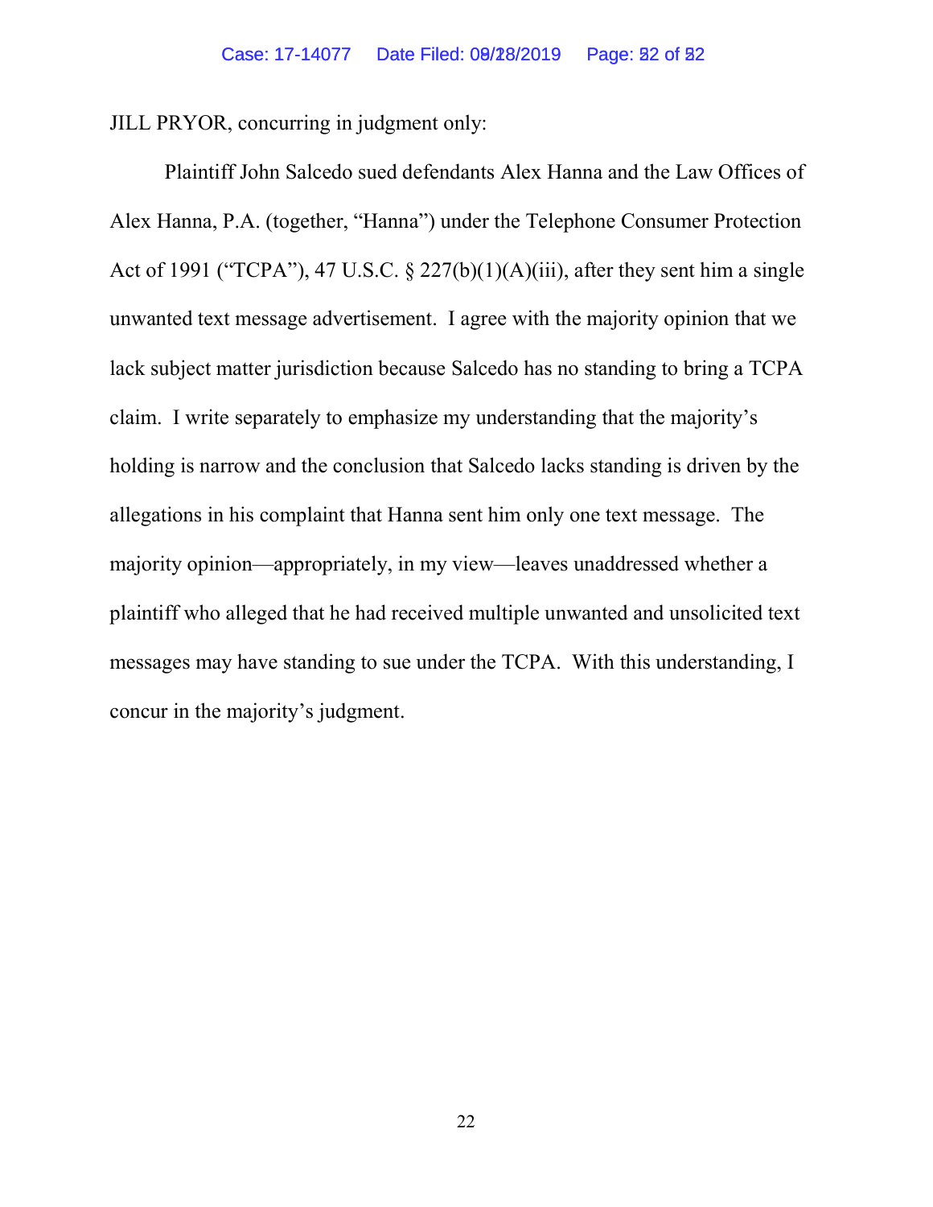JILL PRYOR, concurring in judgment only:

Plaintiff John Salcedo sued defendants Alex Hanna and the Law Offices of Alex Hanna, P.A. (together, "Hanna") under the Telephone Consumer Protection Act of 1991 ("TCPA"), 47 U.S.C. § 227(b)(1)(A)(iii), after they sent him a single unwanted text message advertisement. I agree with the majority opinion that we lack subject matter jurisdiction because Salcedo has no standing to bring a TCPA claim. I write separately to emphasize my understanding that the majority's holding is narrow and the conclusion that Salcedo lacks standing is driven by the allegations in his complaint that Hanna sent him only one text message. The majority opinion—appropriately, in my view—leaves unaddressed whether a plaintiff who alleged that he had received multiple unwanted and unsolicited text messages may have standing to sue under the TCPA. With this understanding, I concur in the majority's judgment.